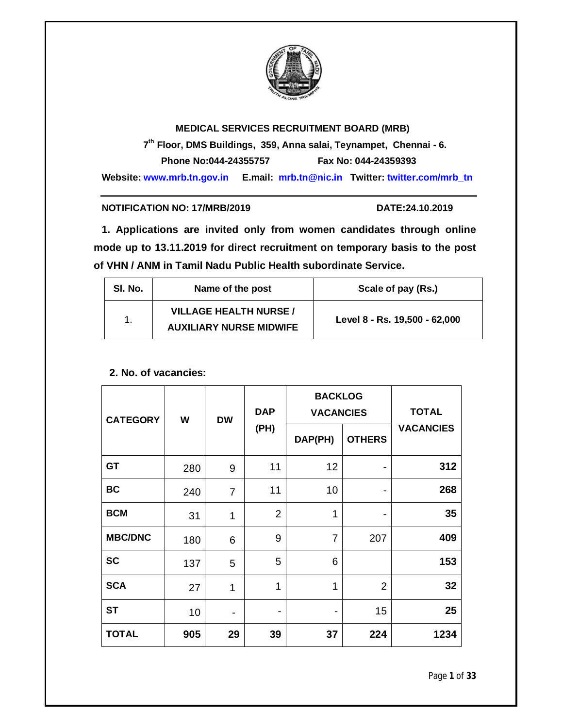**MEDICAL SERVICES RECRUITMENT BOARD (MRB)**

**7th Floor, DMS Buildings, 359, Anna salai, Teynampet, Chennai - 6.**

**Phone No:044-24355757 Fax No: 044-24359393**

**Website: www.mrb.tn.gov.in E.mail: mrb.tn@nic.in Twitter: twitter.com/mrb_tn**

**NOTIFICATION NO: 17/MRB/2019 DATE:24.10.2019**

**1. Applications are invited only from women candidates through online mode up to 13.11.2019 for direct recruitment on temporary basis to the post of VHN / ANM in Tamil Nadu Public Health subordinate Service.**

| Sl. No. | Name of the post | Scale of pay (Rs.) |
|---|---|---|
| 1. | **VILLAGE HEALTH NURSE / AUXILIARY NURSE MIDWIFE** | **Level 8 - Rs. 19,500 - 62,000** |

**2. No. of vacancies:**

| CATEGORY | W | DW | DAP (PH) | BACKLOG VACANCIES | | TOTAL VACANCIES |
|---|---|---|---|---|---|---|
| | | | | DAP(PH) | OTHERS | |
| **GT** | 280 | 9 | 11 | 12 | - | **312** |
| **BC** | 240 | 7 | 11 | 10 | - | **268** |
| **BCM** | 31 | 1 | 2 | 1 | - | **35** |
| **MBC/DNC** | 180 | 6 | 9 | 7 | 207 | **409** |
| **SC** | 137 | 5 | 5 | 6 | | **153** |
| **SCA** | 27 | 1 | 1 | 1 | 2 | **32** |
| **ST** | 10 | - | - | - | 15 | **25** |
| **TOTAL** | **905** | **29** | **39** | **37** | **224** | **1234** |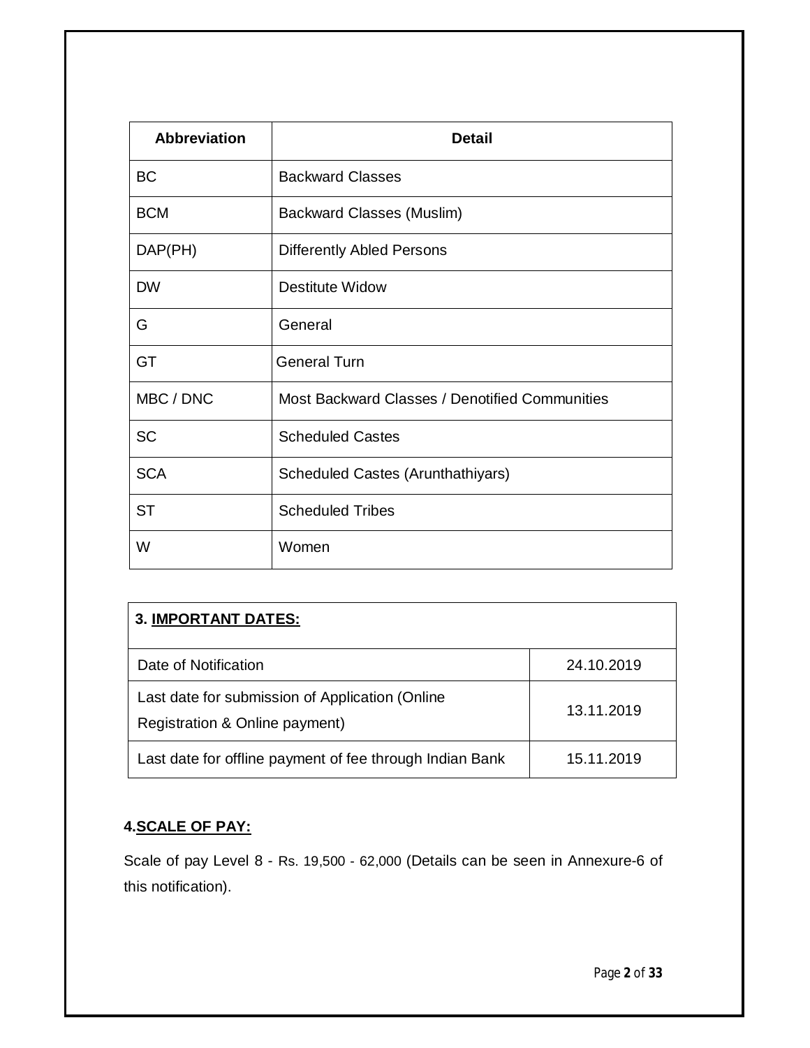| Abbreviation | Detail |
|---|---|
| BC | Backward Classes |
| BCM | Backward Classes (Muslim) |
| DAP(PH) | Differently Abled Persons |
| DW | Destitute Widow |
| G | General |
| GT | General Turn |
| MBC / DNC | Most Backward Classes / Denotified Communities |
| SC | Scheduled Castes |
| SCA | Scheduled Castes (Arunthathiyars) |
| ST | Scheduled Tribes |
| W | Women |

| **3. IMPORTANT DATES:** | |
|---|---|
| Date of Notification | 24.10.2019 |
| Last date for submission of Application (Online Registration & Online payment) | 13.11.2019 |
| Last date for offline payment of fee through Indian Bank | 15.11.2019 |

## 4. SCALE OF PAY:

Scale of pay Level 8 - Rs. 19,500 - 62,000 (Details can be seen in Annexure-6 of this notification).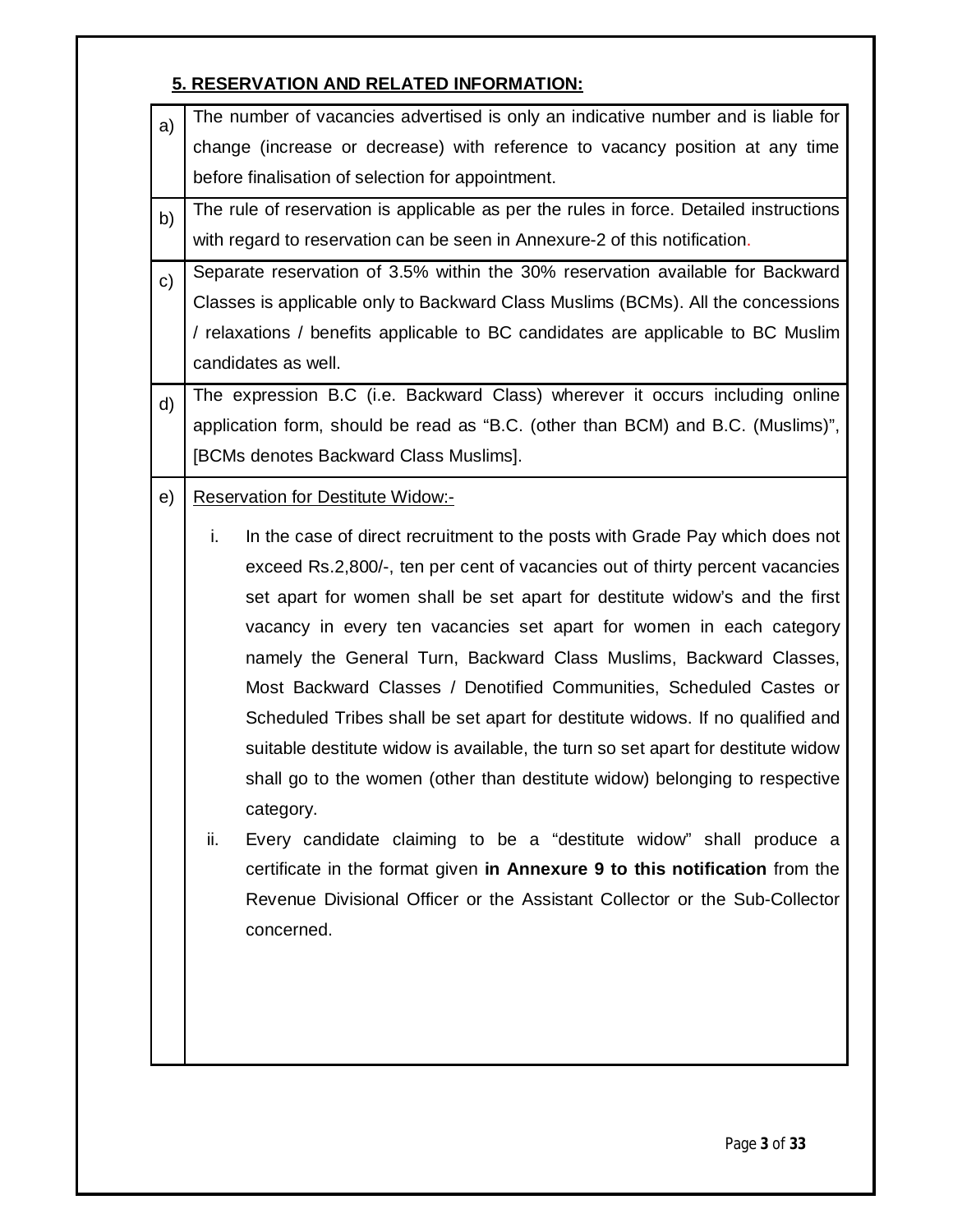## 5. RESERVATION AND RELATED INFORMATION:

| | |
|---|---|
| a) | The number of vacancies advertised is only an indicative number and is liable for change (increase or decrease) with reference to vacancy position at any time before finalisation of selection for appointment. |
| b) | The rule of reservation is applicable as per the rules in force. Detailed instructions with regard to reservation can be seen in Annexure-2 of this notification. |
| c) | Separate reservation of 3.5% within the 30% reservation available for Backward Classes is applicable only to Backward Class Muslims (BCMs). All the concessions / relaxations / benefits applicable to BC candidates are applicable to BC Muslim candidates as well. |
| d) | The expression B.C (i.e. Backward Class) wherever it occurs including online application form, should be read as "B.C. (other than BCM) and B.C. (Muslims)", [BCMs denotes Backward Class Muslims]. |
| e) | Reservation for Destitute Widow:- <br><br> i. In the case of direct recruitment to the posts with Grade Pay which does not exceed Rs.2,800/-, ten per cent of vacancies out of thirty percent vacancies set apart for women shall be set apart for destitute widow's and the first vacancy in every ten vacancies set apart for women in each category namely the General Turn, Backward Class Muslims, Backward Classes, Most Backward Classes / Denotified Communities, Scheduled Castes or Scheduled Tribes shall be set apart for destitute widows. If no qualified and suitable destitute widow is available, the turn so set apart for destitute widow shall go to the women (other than destitute widow) belonging to respective category. <br><br> ii. Every candidate claiming to be a "destitute widow" shall produce a certificate in the format given **in Annexure 9 to this notification** from the Revenue Divisional Officer or the Assistant Collector or the Sub-Collector concerned. |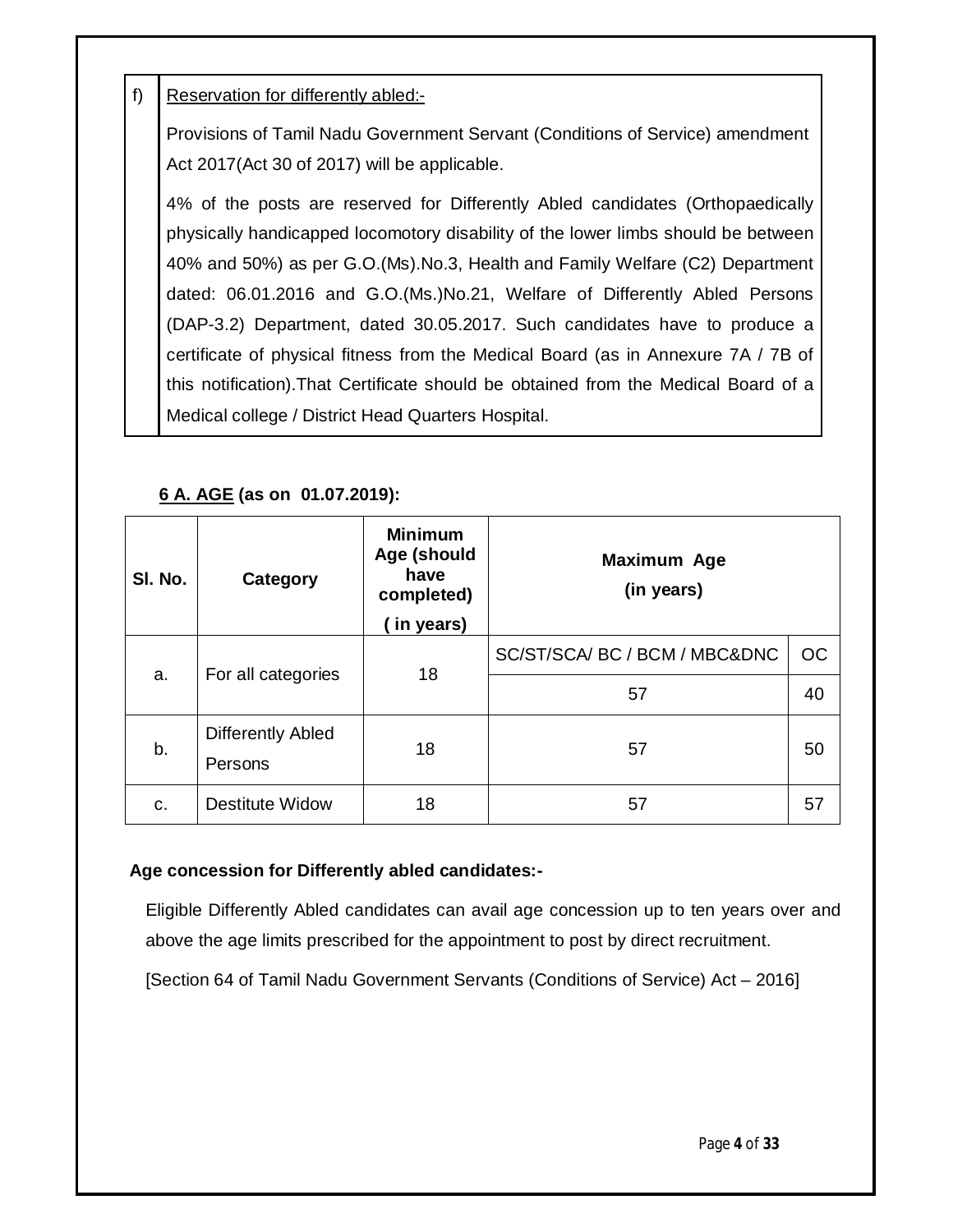f) <u>Reservation for differently abled:-</u>

Provisions of Tamil Nadu Government Servant (Conditions of Service) amendment Act 2017(Act 30 of 2017) will be applicable.

4% of the posts are reserved for Differently Abled candidates (Orthopaedically physically handicapped locomotory disability of the lower limbs should be between 40% and 50%) as per G.O.(Ms).No.3, Health and Family Welfare (C2) Department dated: 06.01.2016 and G.O.(Ms.)No.21, Welfare of Differently Abled Persons (DAP-3.2) Department, dated 30.05.2017. Such candidates have to produce a certificate of physical fitness from the Medical Board (as in Annexure 7A / 7B of this notification).That Certificate should be obtained from the Medical Board of a Medical college / District Head Quarters Hospital.

**<u>6 A. AGE</u> (as on 01.07.2019):**

| Sl. No. | Category | Minimum Age (should have completed) ( in years) | Maximum Age (in years) | |
|---|---|---|---|---|
| | | | SC/ST/SCA/ BC / BCM / MBC&DNC | OC |
| a. | For all categories | 18 | 57 | 40 |
| b. | Differently Abled Persons | 18 | 57 | 50 |
| c. | Destitute Widow | 18 | 57 | 57 |

**Age concession for Differently abled candidates:-**

Eligible Differently Abled candidates can avail age concession up to ten years over and above the age limits prescribed for the appointment to post by direct recruitment.

[Section 64 of Tamil Nadu Government Servants (Conditions of Service) Act – 2016]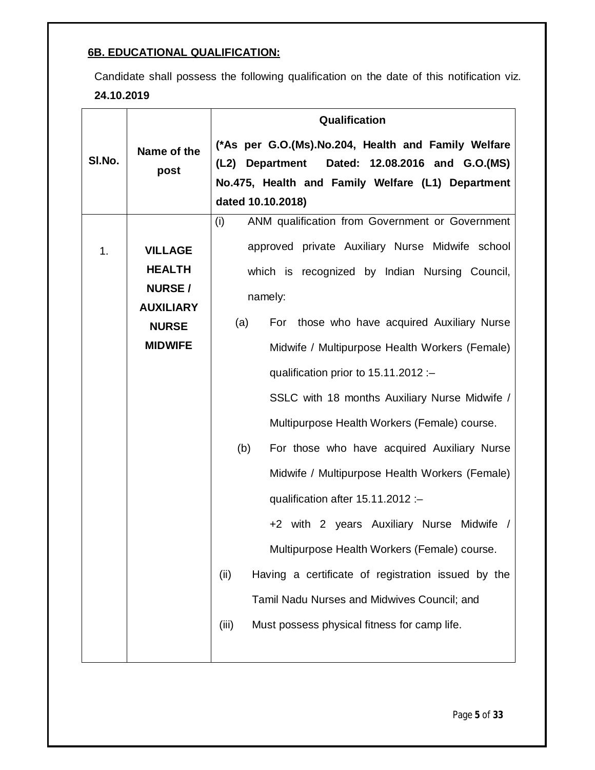**6B. EDUCATIONAL QUALIFICATION:**

Candidate shall possess the following qualification on the date of this notification viz. **24.10.2019**

| Sl.No. | Name of the post | Qualification<br>**(*As per G.O.(Ms).No.204, Health and Family Welfare (L2) Department Dated: 12.08.2016 and G.O.(MS) No.475, Health and Family Welfare (L1) Department dated 10.10.2018)** |
|---|---|---|
| 1. | **VILLAGE HEALTH NURSE / AUXILIARY NURSE MIDWIFE** | (i) ANM qualification from Government or Government approved private Auxiliary Nurse Midwife school which is recognized by Indian Nursing Council, namely:<br>(a) For those who have acquired Auxiliary Nurse Midwife / Multipurpose Health Workers (Female) qualification prior to 15.11.2012 :–<br>SSLC with 18 months Auxiliary Nurse Midwife / Multipurpose Health Workers (Female) course.<br>(b) For those who have acquired Auxiliary Nurse Midwife / Multipurpose Health Workers (Female) qualification after 15.11.2012 :–<br>+2 with 2 years Auxiliary Nurse Midwife / Multipurpose Health Workers (Female) course.<br>(ii) Having a certificate of registration issued by the Tamil Nadu Nurses and Midwives Council; and<br>(iii) Must possess physical fitness for camp life. |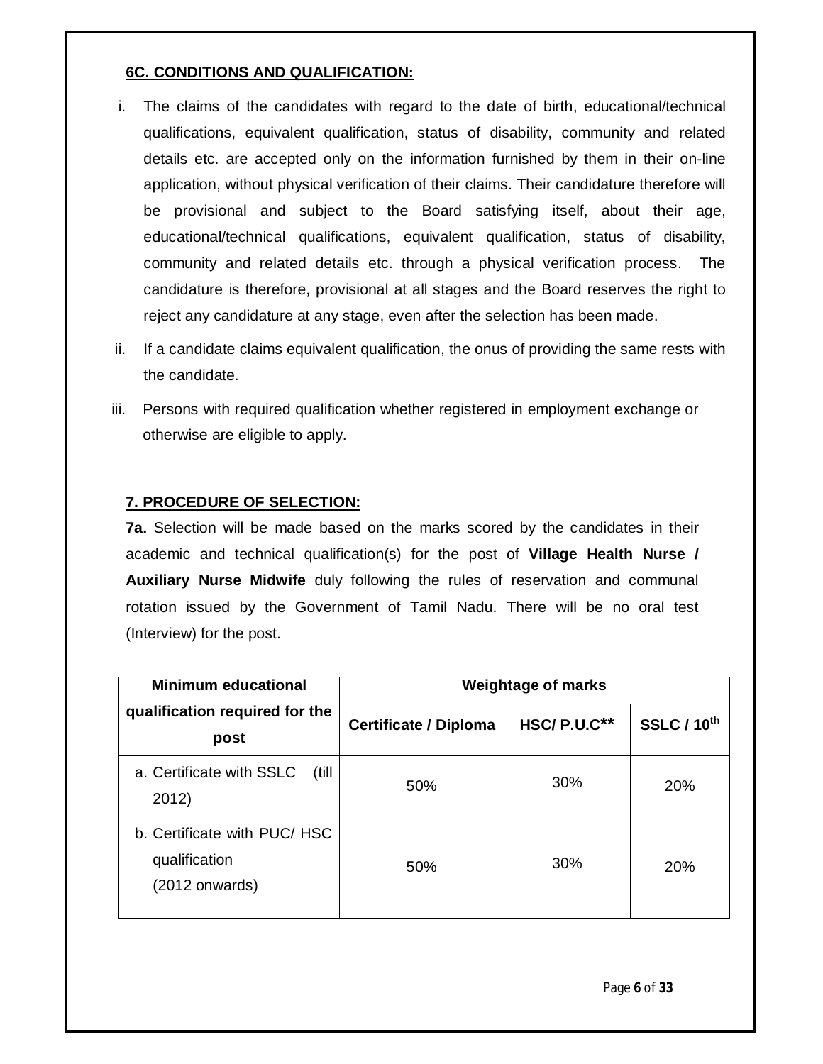### 6C. CONDITIONS AND QUALIFICATION:

i. The claims of the candidates with regard to the date of birth, educational/technical qualifications, equivalent qualification, status of disability, community and related details etc. are accepted only on the information furnished by them in their on-line application, without physical verification of their claims. Their candidature therefore will be provisional and subject to the Board satisfying itself, about their age, educational/technical qualifications, equivalent qualification, status of disability, community and related details etc. through a physical verification process. The candidature is therefore, provisional at all stages and the Board reserves the right to reject any candidature at any stage, even after the selection has been made.

ii. If a candidate claims equivalent qualification, the onus of providing the same rests with the candidate.

iii. Persons with required qualification whether registered in employment exchange or otherwise are eligible to apply.

### 7. PROCEDURE OF SELECTION:

**7a.** Selection will be made based on the marks scored by the candidates in their academic and technical qualification(s) for the post of **Village Health Nurse / Auxiliary Nurse Midwife** duly following the rules of reservation and communal rotation issued by the Government of Tamil Nadu. There will be no oral test (Interview) for the post.

| Minimum educational qualification required for the post | Weightage of marks | | |
|---|---|---|---|
| | **Certificate / Diploma** | **HSC/ P.U.C\*\*** | **SSLC / 10th** |
| a. Certificate with SSLC (till 2012) | 50% | 30% | 20% |
| b. Certificate with PUC/ HSC qualification (2012 onwards) | 50% | 30% | 20% |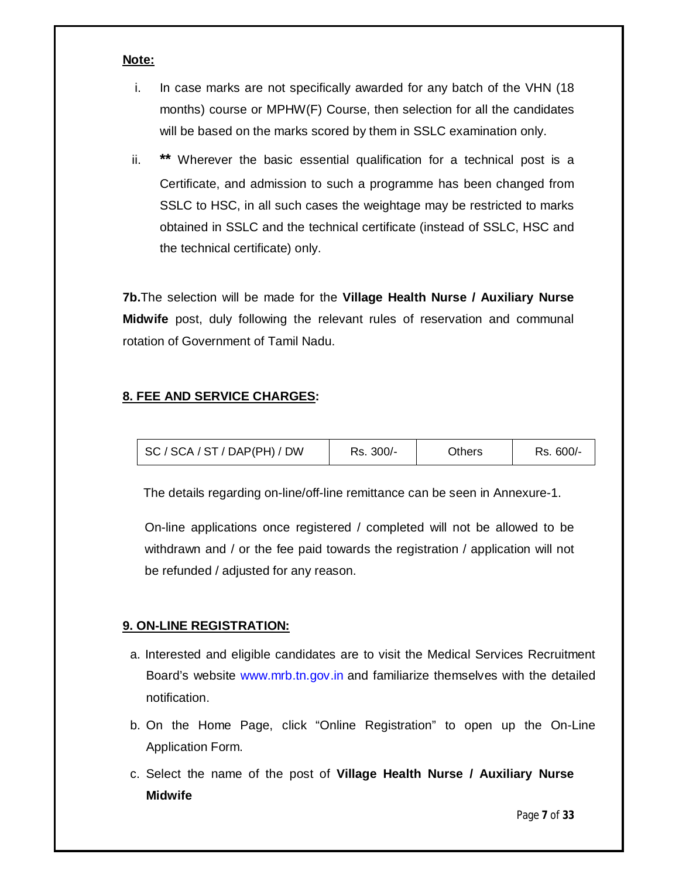**Note:**

i. In case marks are not specifically awarded for any batch of the VHN (18 months) course or MPHW(F) Course, then selection for all the candidates will be based on the marks scored by them in SSLC examination only.

ii. **\*\*** Wherever the basic essential qualification for a technical post is a Certificate, and admission to such a programme has been changed from SSLC to HSC, in all such cases the weightage may be restricted to marks obtained in SSLC and the technical certificate (instead of SSLC, HSC and the technical certificate) only.

**7b.** The selection will be made for the **Village Health Nurse / Auxiliary Nurse Midwife** post, duly following the relevant rules of reservation and communal rotation of Government of Tamil Nadu.

## 8. FEE AND SERVICE CHARGES:

| SC / SCA / ST / DAP(PH) / DW | Rs. 300/- | Others | Rs. 600/- |
|---|---|---|---|

The details regarding on-line/off-line remittance can be seen in Annexure-1.

On-line applications once registered / completed will not be allowed to be withdrawn and / or the fee paid towards the registration / application will not be refunded / adjusted for any reason.

## 9. ON-LINE REGISTRATION:

a. Interested and eligible candidates are to visit the Medical Services Recruitment Board's website www.mrb.tn.gov.in and familiarize themselves with the detailed notification.

b. On the Home Page, click "Online Registration" to open up the On-Line Application Form.

c. Select the name of the post of **Village Health Nurse / Auxiliary Nurse Midwife**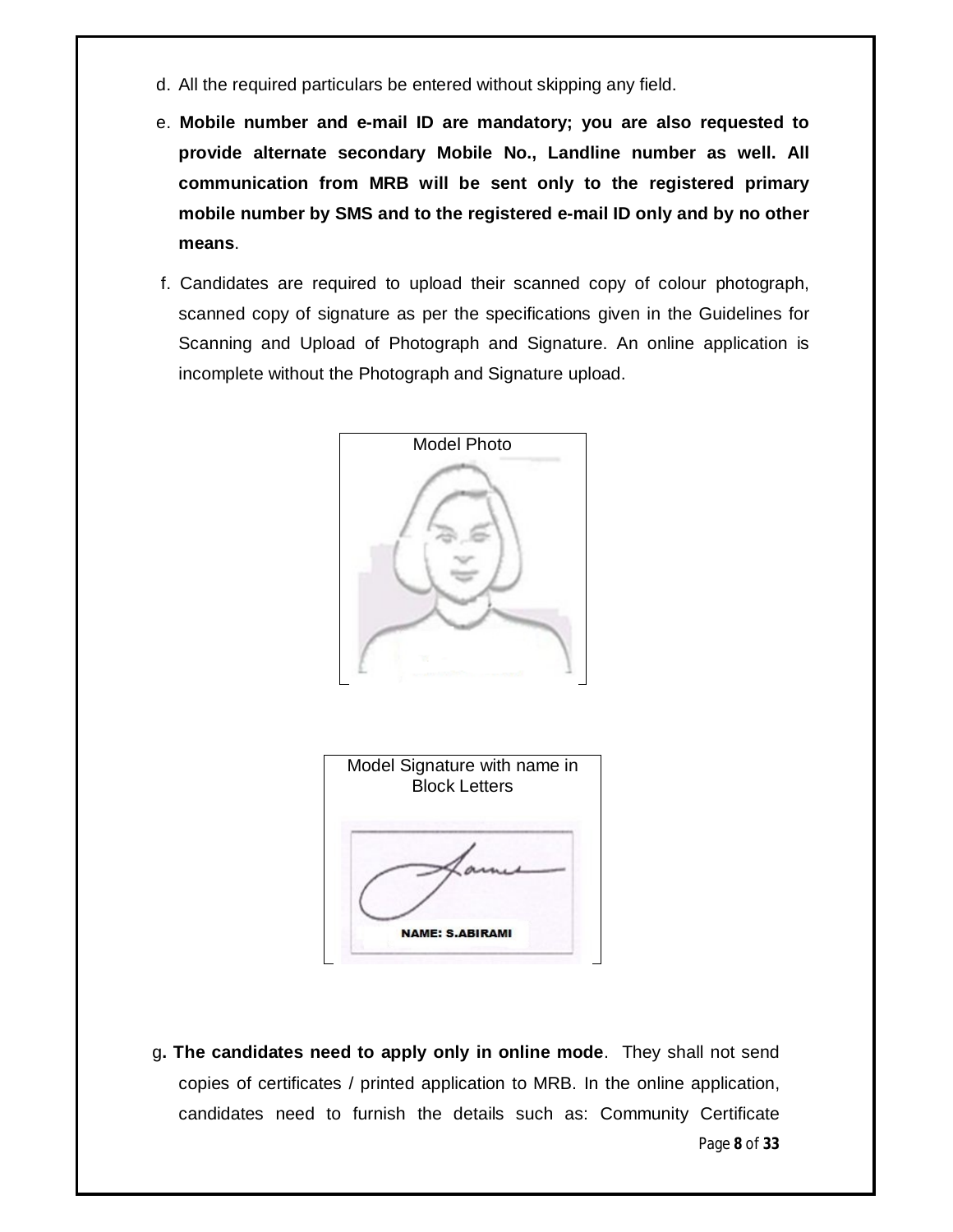d. All the required particulars be entered without skipping any field.

e. **Mobile number and e-mail ID are mandatory; you are also requested to provide alternate secondary Mobile No., Landline number as well. All communication from MRB will be sent only to the registered primary mobile number by SMS and to the registered e-mail ID only and by no other means**.

f. Candidates are required to upload their scanned copy of colour photograph, scanned copy of signature as per the specifications given in the Guidelines for Scanning and Upload of Photograph and Signature. An online application is incomplete without the Photograph and Signature upload.

Model Photo

Model Signature with name in Block Letters

NAME: S.ABIRAMI

g**. The candidates need to apply only in online mode**. They shall not send copies of certificates / printed application to MRB. In the online application, candidates need to furnish the details such as: Community Certificate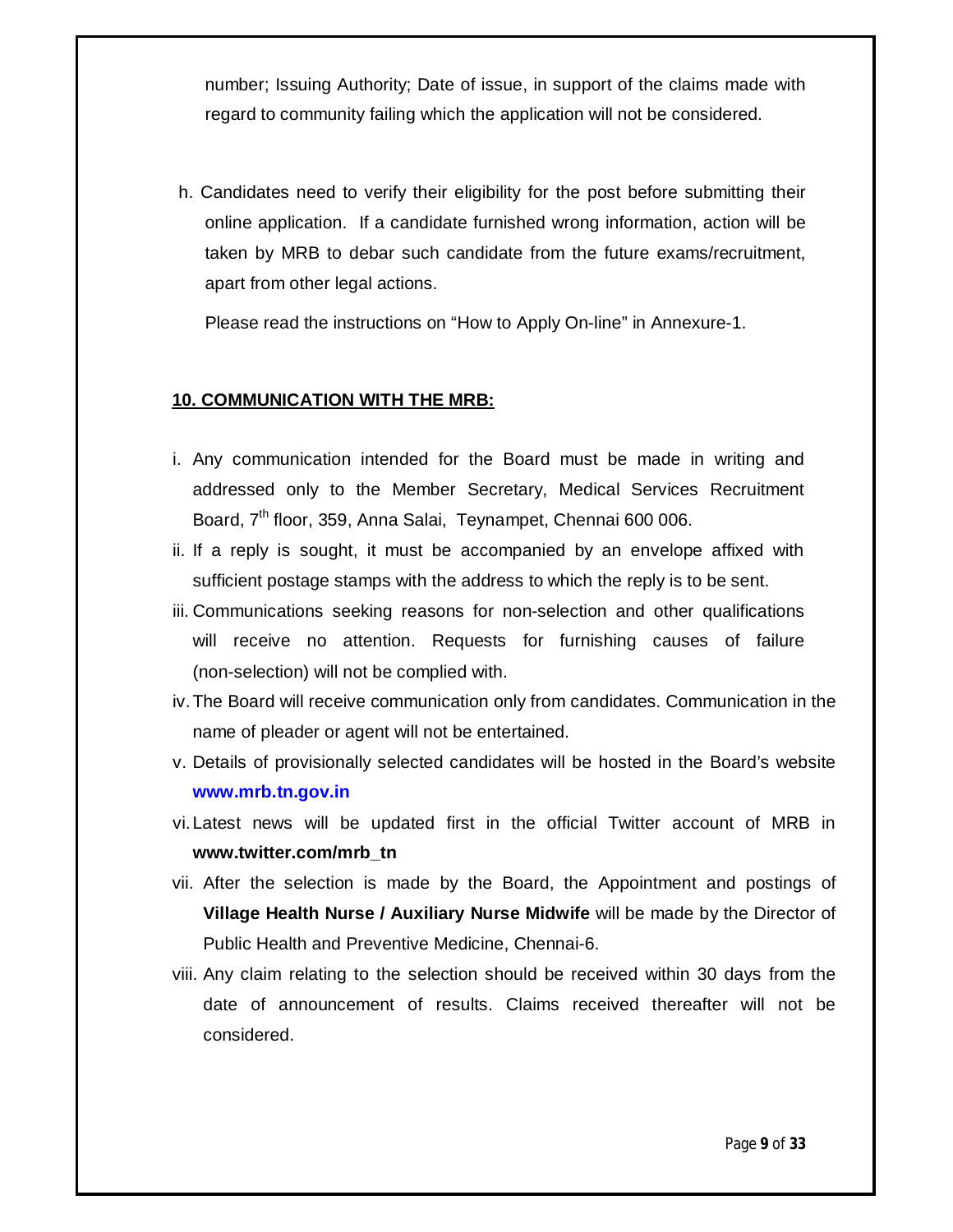number; Issuing Authority; Date of issue, in support of the claims made with regard to community failing which the application will not be considered.

h. Candidates need to verify their eligibility for the post before submitting their online application. If a candidate furnished wrong information, action will be taken by MRB to debar such candidate from the future exams/recruitment, apart from other legal actions.

Please read the instructions on "How to Apply On-line" in Annexure-1.

**10. COMMUNICATION WITH THE MRB:**

i. Any communication intended for the Board must be made in writing and addressed only to the Member Secretary, Medical Services Recruitment Board, 7th floor, 359, Anna Salai, Teynampet, Chennai 600 006.

ii. If a reply is sought, it must be accompanied by an envelope affixed with sufficient postage stamps with the address to which the reply is to be sent.

iii. Communications seeking reasons for non-selection and other qualifications will receive no attention. Requests for furnishing causes of failure (non-selection) will not be complied with.

iv. The Board will receive communication only from candidates. Communication in the name of pleader or agent will not be entertained.

v. Details of provisionally selected candidates will be hosted in the Board's website **www.mrb.tn.gov.in**

vi. Latest news will be updated first in the official Twitter account of MRB in **www.twitter.com/mrb_tn**

vii. After the selection is made by the Board, the Appointment and postings of **Village Health Nurse / Auxiliary Nurse Midwife** will be made by the Director of Public Health and Preventive Medicine, Chennai-6.

viii. Any claim relating to the selection should be received within 30 days from the date of announcement of results. Claims received thereafter will not be considered.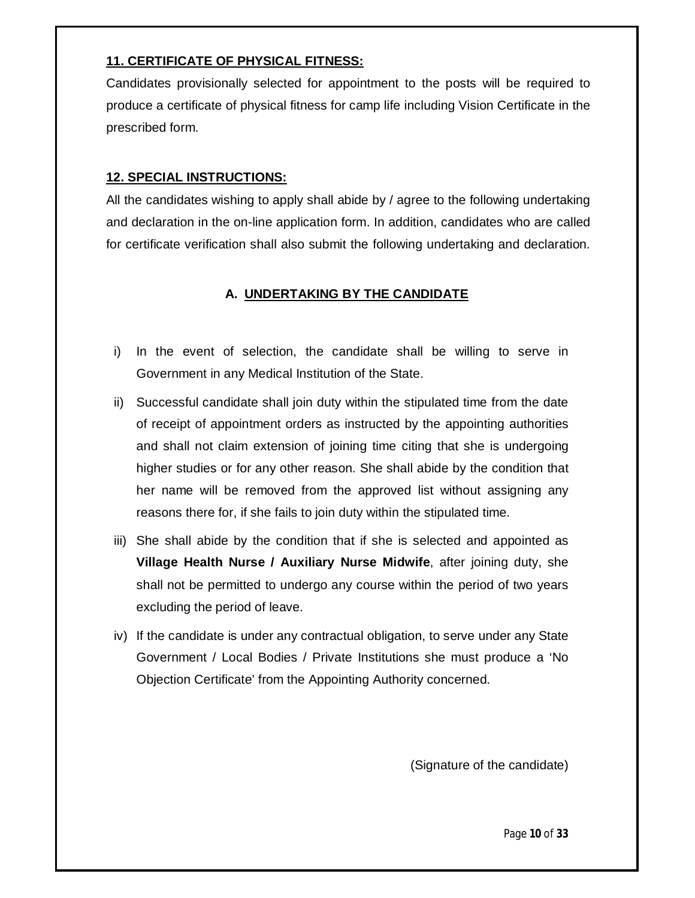## 11. CERTIFICATE OF PHYSICAL FITNESS:

Candidates provisionally selected for appointment to the posts will be required to produce a certificate of physical fitness for camp life including Vision Certificate in the prescribed form.

## 12. SPECIAL INSTRUCTIONS:

All the candidates wishing to apply shall abide by / agree to the following undertaking and declaration in the on-line application form. In addition, candidates who are called for certificate verification shall also submit the following undertaking and declaration.

### A. UNDERTAKING BY THE CANDIDATE

i) In the event of selection, the candidate shall be willing to serve in Government in any Medical Institution of the State.

ii) Successful candidate shall join duty within the stipulated time from the date of receipt of appointment orders as instructed by the appointing authorities and shall not claim extension of joining time citing that she is undergoing higher studies or for any other reason. She shall abide by the condition that her name will be removed from the approved list without assigning any reasons there for, if she fails to join duty within the stipulated time.

iii) She shall abide by the condition that if she is selected and appointed as **Village Health Nurse / Auxiliary Nurse Midwife**, after joining duty, she shall not be permitted to undergo any course within the period of two years excluding the period of leave.

iv) If the candidate is under any contractual obligation, to serve under any State Government / Local Bodies / Private Institutions she must produce a 'No Objection Certificate' from the Appointing Authority concerned.

(Signature of the candidate)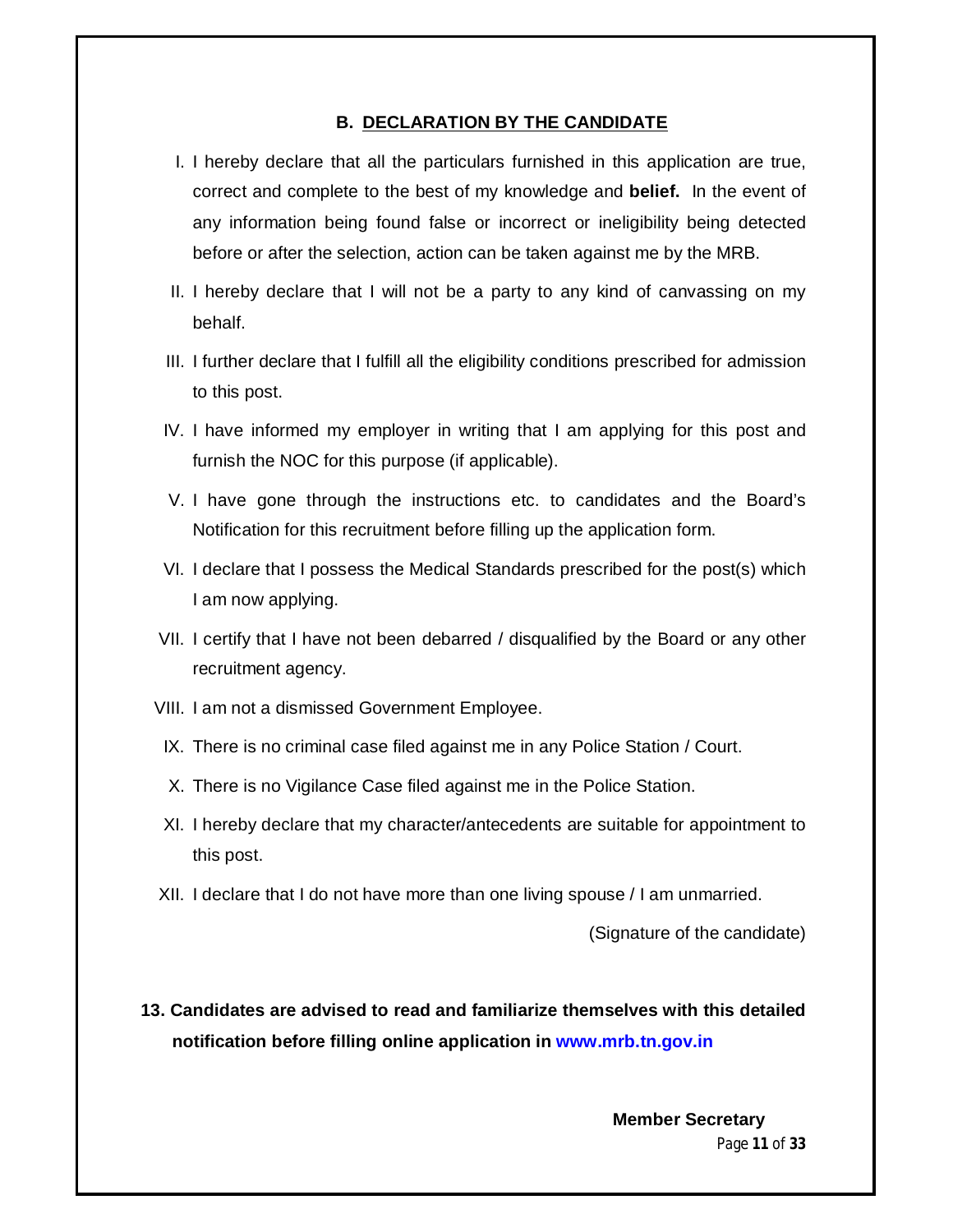### B. DECLARATION BY THE CANDIDATE

I. I hereby declare that all the particulars furnished in this application are true, correct and complete to the best of my knowledge and **belief.** In the event of any information being found false or incorrect or ineligibility being detected before or after the selection, action can be taken against me by the MRB.

II. I hereby declare that I will not be a party to any kind of canvassing on my behalf.

III. I further declare that I fulfill all the eligibility conditions prescribed for admission to this post.

IV. I have informed my employer in writing that I am applying for this post and furnish the NOC for this purpose (if applicable).

V. I have gone through the instructions etc. to candidates and the Board's Notification for this recruitment before filling up the application form.

VI. I declare that I possess the Medical Standards prescribed for the post(s) which I am now applying.

VII. I certify that I have not been debarred / disqualified by the Board or any other recruitment agency.

VIII. I am not a dismissed Government Employee.

IX. There is no criminal case filed against me in any Police Station / Court.

X. There is no Vigilance Case filed against me in the Police Station.

XI. I hereby declare that my character/antecedents are suitable for appointment to this post.

XII. I declare that I do not have more than one living spouse / I am unmarried.

(Signature of the candidate)

**13. Candidates are advised to read and familiarize themselves with this detailed notification before filling online application in www.mrb.tn.gov.in**

**Member Secretary**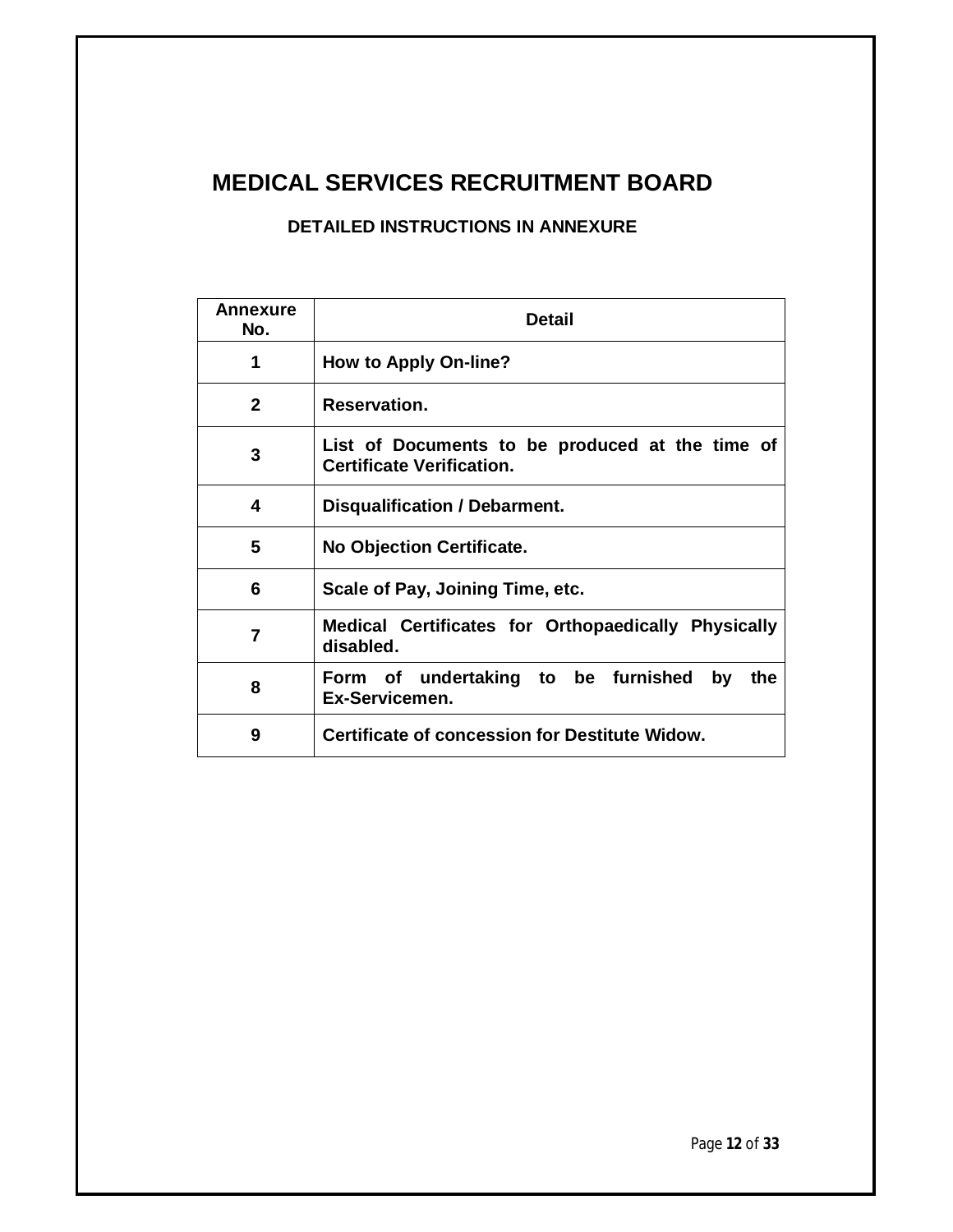# MEDICAL SERVICES RECRUITMENT BOARD

## DETAILED INSTRUCTIONS IN ANNEXURE

| Annexure No. | Detail |
|---|---|
| 1 | How to Apply On-line? |
| 2 | Reservation. |
| 3 | List of Documents to be produced at the time of Certificate Verification. |
| 4 | Disqualification / Debarment. |
| 5 | No Objection Certificate. |
| 6 | Scale of Pay, Joining Time, etc. |
| 7 | Medical Certificates for Orthopaedically Physically disabled. |
| 8 | Form of undertaking to be furnished by the Ex-Servicemen. |
| 9 | Certificate of concession for Destitute Widow. |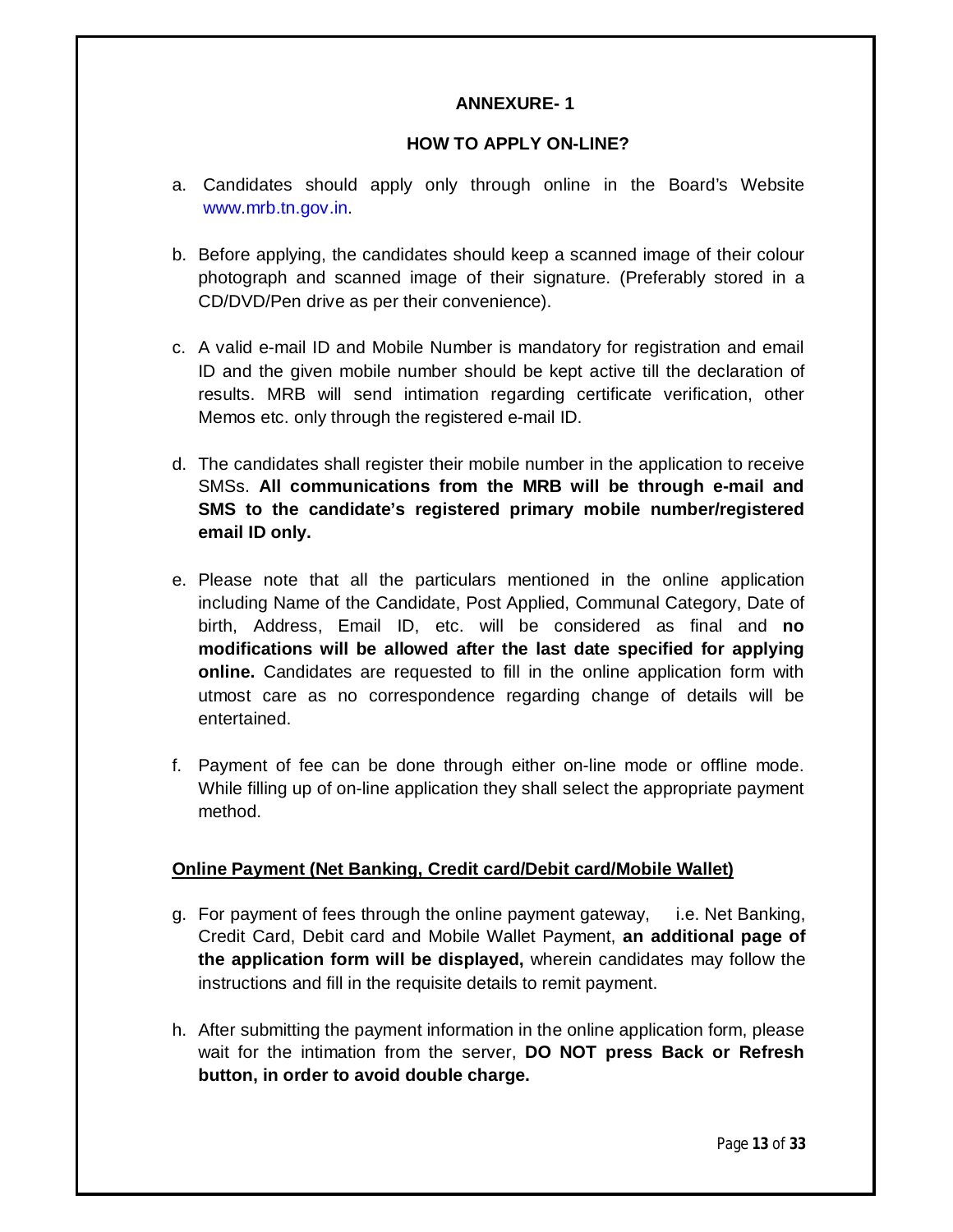## ANNEXURE- 1

### HOW TO APPLY ON-LINE?

a. Candidates should apply only through online in the Board's Website www.mrb.tn.gov.in.

b. Before applying, the candidates should keep a scanned image of their colour photograph and scanned image of their signature. (Preferably stored in a CD/DVD/Pen drive as per their convenience).

c. A valid e-mail ID and Mobile Number is mandatory for registration and email ID and the given mobile number should be kept active till the declaration of results. MRB will send intimation regarding certificate verification, other Memos etc. only through the registered e-mail ID.

d. The candidates shall register their mobile number in the application to receive SMSs. **All communications from the MRB will be through e-mail and SMS to the candidate's registered primary mobile number/registered email ID only.**

e. Please note that all the particulars mentioned in the online application including Name of the Candidate, Post Applied, Communal Category, Date of birth, Address, Email ID, etc. will be considered as final and **no modifications will be allowed after the last date specified for applying online.** Candidates are requested to fill in the online application form with utmost care as no correspondence regarding change of details will be entertained.

f. Payment of fee can be done through either on-line mode or offline mode. While filling up of on-line application they shall select the appropriate payment method.

**<u>Online Payment (Net Banking, Credit card/Debit card/Mobile Wallet)</u>**

g. For payment of fees through the online payment gateway, i.e. Net Banking, Credit Card, Debit card and Mobile Wallet Payment, **an additional page of the application form will be displayed,** wherein candidates may follow the instructions and fill in the requisite details to remit payment.

h. After submitting the payment information in the online application form, please wait for the intimation from the server, **DO NOT press Back or Refresh button, in order to avoid double charge.**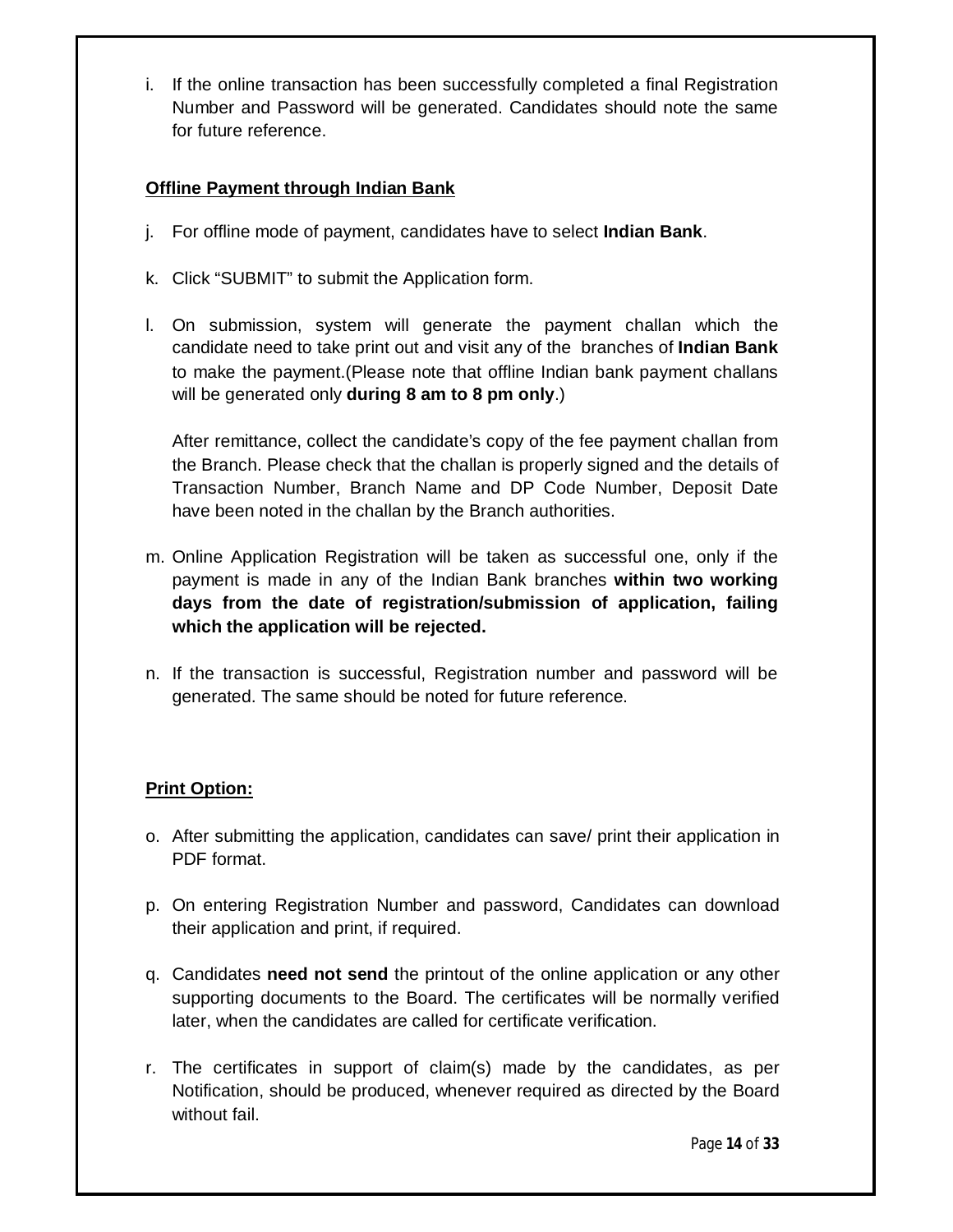i. If the online transaction has been successfully completed a final Registration Number and Password will be generated. Candidates should note the same for future reference.

**Offline Payment through Indian Bank**

j. For offline mode of payment, candidates have to select **Indian Bank**.

k. Click "SUBMIT" to submit the Application form.

l. On submission, system will generate the payment challan which the candidate need to take print out and visit any of the branches of **Indian Bank** to make the payment.(Please note that offline Indian bank payment challans will be generated only **during 8 am to 8 pm only**.)

   After remittance, collect the candidate's copy of the fee payment challan from the Branch. Please check that the challan is properly signed and the details of Transaction Number, Branch Name and DP Code Number, Deposit Date have been noted in the challan by the Branch authorities.

m. Online Application Registration will be taken as successful one, only if the payment is made in any of the Indian Bank branches **within two working days from the date of registration/submission of application, failing which the application will be rejected.**

n. If the transaction is successful, Registration number and password will be generated. The same should be noted for future reference.

**Print Option:**

o. After submitting the application, candidates can save/ print their application in PDF format.

p. On entering Registration Number and password, Candidates can download their application and print, if required.

q. Candidates **need not send** the printout of the online application or any other supporting documents to the Board. The certificates will be normally verified later, when the candidates are called for certificate verification.

r. The certificates in support of claim(s) made by the candidates, as per Notification, should be produced, whenever required as directed by the Board without fail.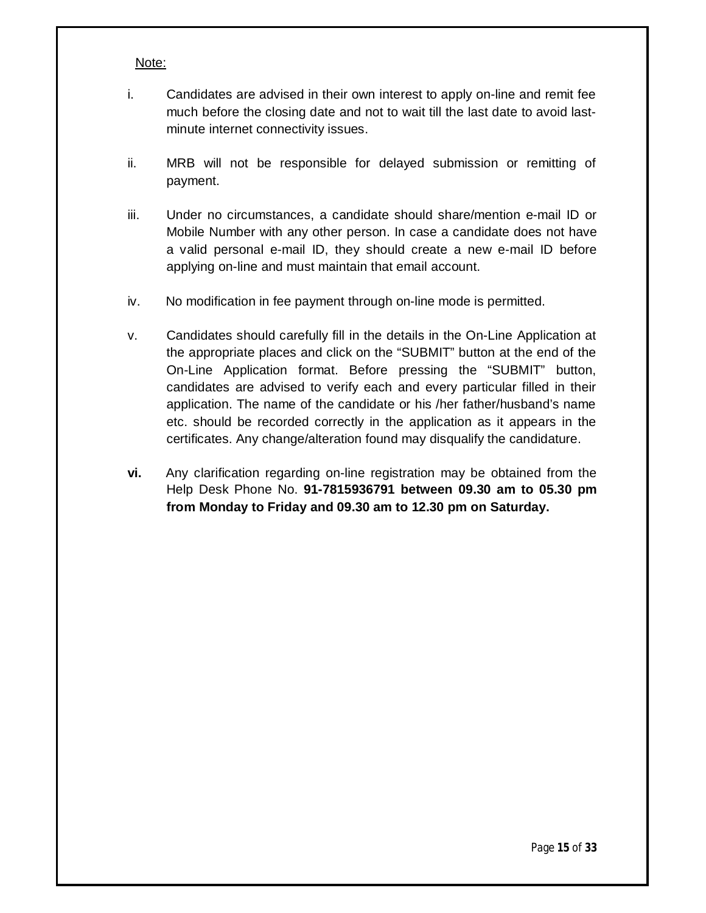Note:

i. Candidates are advised in their own interest to apply on-line and remit fee much before the closing date and not to wait till the last date to avoid last-minute internet connectivity issues.

ii. MRB will not be responsible for delayed submission or remitting of payment.

iii. Under no circumstances, a candidate should share/mention e-mail ID or Mobile Number with any other person. In case a candidate does not have a valid personal e-mail ID, they should create a new e-mail ID before applying on-line and must maintain that email account.

iv. No modification in fee payment through on-line mode is permitted.

v. Candidates should carefully fill in the details in the On-Line Application at the appropriate places and click on the "SUBMIT" button at the end of the On-Line Application format. Before pressing the "SUBMIT" button, candidates are advised to verify each and every particular filled in their application. The name of the candidate or his /her father/husband's name etc. should be recorded correctly in the application as it appears in the certificates. Any change/alteration found may disqualify the candidature.

**vi.** Any clarification regarding on-line registration may be obtained from the Help Desk Phone No. **91-7815936791 between 09.30 am to 05.30 pm from Monday to Friday and 09.30 am to 12.30 pm on Saturday.**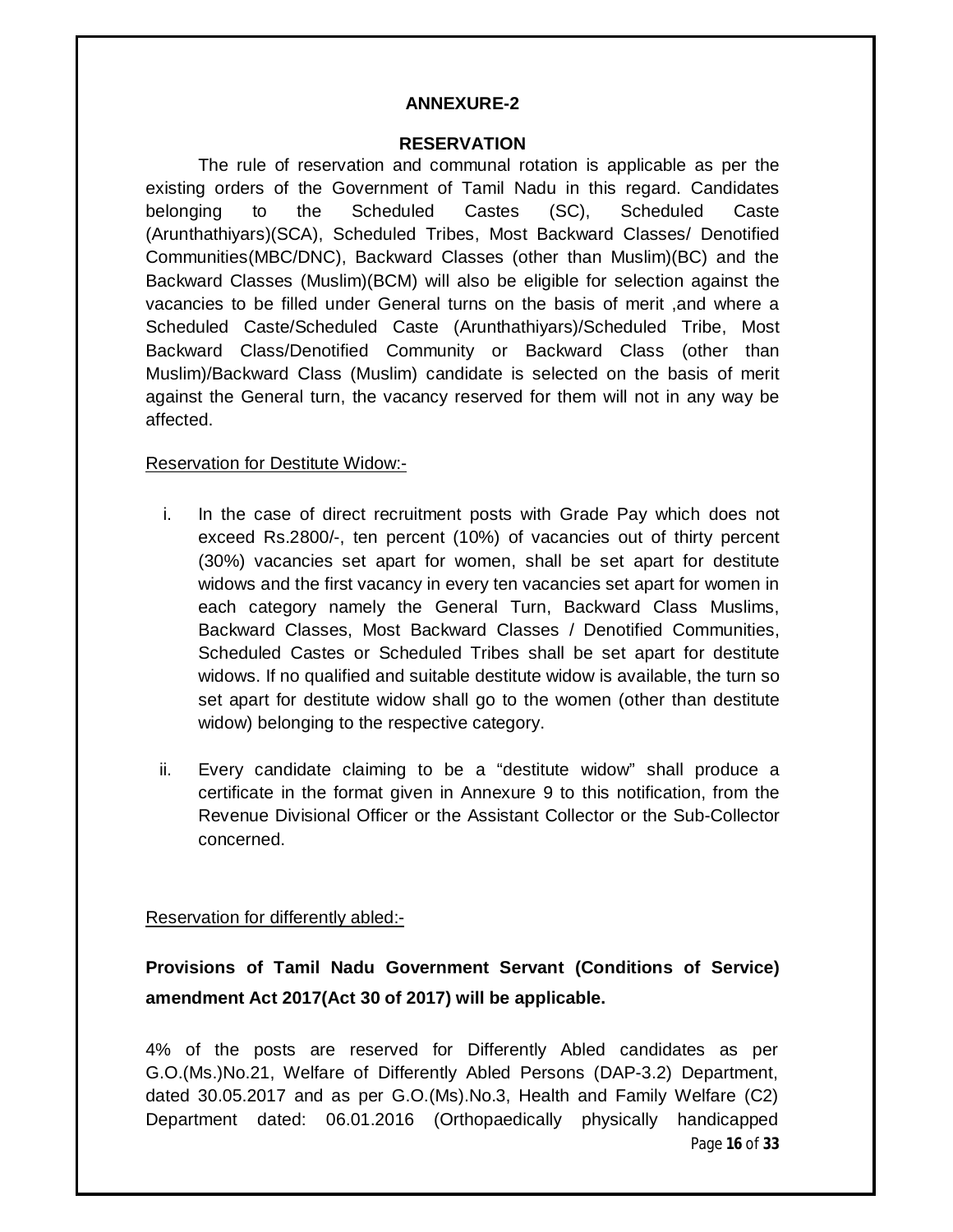## ANNEXURE-2

## RESERVATION

The rule of reservation and communal rotation is applicable as per the existing orders of the Government of Tamil Nadu in this regard. Candidates belonging to the Scheduled Castes (SC), Scheduled Caste (Arunthathiyars)(SCA), Scheduled Tribes, Most Backward Classes/ Denotified Communities(MBC/DNC), Backward Classes (other than Muslim)(BC) and the Backward Classes (Muslim)(BCM) will also be eligible for selection against the vacancies to be filled under General turns on the basis of merit ,and where a Scheduled Caste/Scheduled Caste (Arunthathiyars)/Scheduled Tribe, Most Backward Class/Denotified Community or Backward Class (other than Muslim)/Backward Class (Muslim) candidate is selected on the basis of merit against the General turn, the vacancy reserved for them will not in any way be affected.

Reservation for Destitute Widow:-

i. In the case of direct recruitment posts with Grade Pay which does not exceed Rs.2800/-, ten percent (10%) of vacancies out of thirty percent (30%) vacancies set apart for women, shall be set apart for destitute widows and the first vacancy in every ten vacancies set apart for women in each category namely the General Turn, Backward Class Muslims, Backward Classes, Most Backward Classes / Denotified Communities, Scheduled Castes or Scheduled Tribes shall be set apart for destitute widows. If no qualified and suitable destitute widow is available, the turn so set apart for destitute widow shall go to the women (other than destitute widow) belonging to the respective category.

ii. Every candidate claiming to be a "destitute widow" shall produce a certificate in the format given in Annexure 9 to this notification, from the Revenue Divisional Officer or the Assistant Collector or the Sub-Collector concerned.

Reservation for differently abled:-

**Provisions of Tamil Nadu Government Servant (Conditions of Service) amendment Act 2017(Act 30 of 2017) will be applicable.**

4% of the posts are reserved for Differently Abled candidates as per G.O.(Ms.)No.21, Welfare of Differently Abled Persons (DAP-3.2) Department, dated 30.05.2017 and as per G.O.(Ms).No.3, Health and Family Welfare (C2) Department dated: 06.01.2016 (Orthopaedically physically handicapped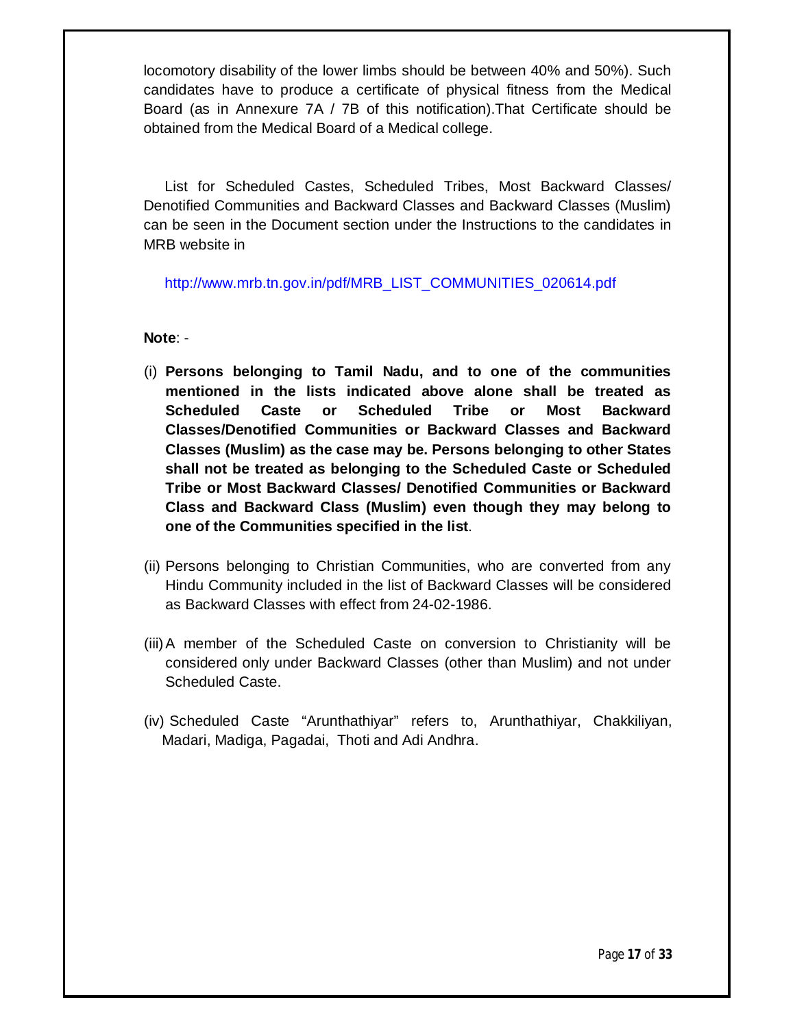locomotory disability of the lower limbs should be between 40% and 50%). Such candidates have to produce a certificate of physical fitness from the Medical Board (as in Annexure 7A / 7B of this notification).That Certificate should be obtained from the Medical Board of a Medical college.

List for Scheduled Castes, Scheduled Tribes, Most Backward Classes/ Denotified Communities and Backward Classes and Backward Classes (Muslim) can be seen in the Document section under the Instructions to the candidates in MRB website in

http://www.mrb.tn.gov.in/pdf/MRB_LIST_COMMUNITIES_020614.pdf

**Note**: -

(i) **Persons belonging to Tamil Nadu, and to one of the communities mentioned in the lists indicated above alone shall be treated as Scheduled Caste or Scheduled Tribe or Most Backward Classes/Denotified Communities or Backward Classes and Backward Classes (Muslim) as the case may be. Persons belonging to other States shall not be treated as belonging to the Scheduled Caste or Scheduled Tribe or Most Backward Classes/ Denotified Communities or Backward Class and Backward Class (Muslim) even though they may belong to one of the Communities specified in the list**.

(ii) Persons belonging to Christian Communities, who are converted from any Hindu Community included in the list of Backward Classes will be considered as Backward Classes with effect from 24-02-1986.

(iii) A member of the Scheduled Caste on conversion to Christianity will be considered only under Backward Classes (other than Muslim) and not under Scheduled Caste.

(iv) Scheduled Caste "Arunthathiyar" refers to, Arunthathiyar, Chakkiliyan, Madari, Madiga, Pagadai, Thoti and Adi Andhra.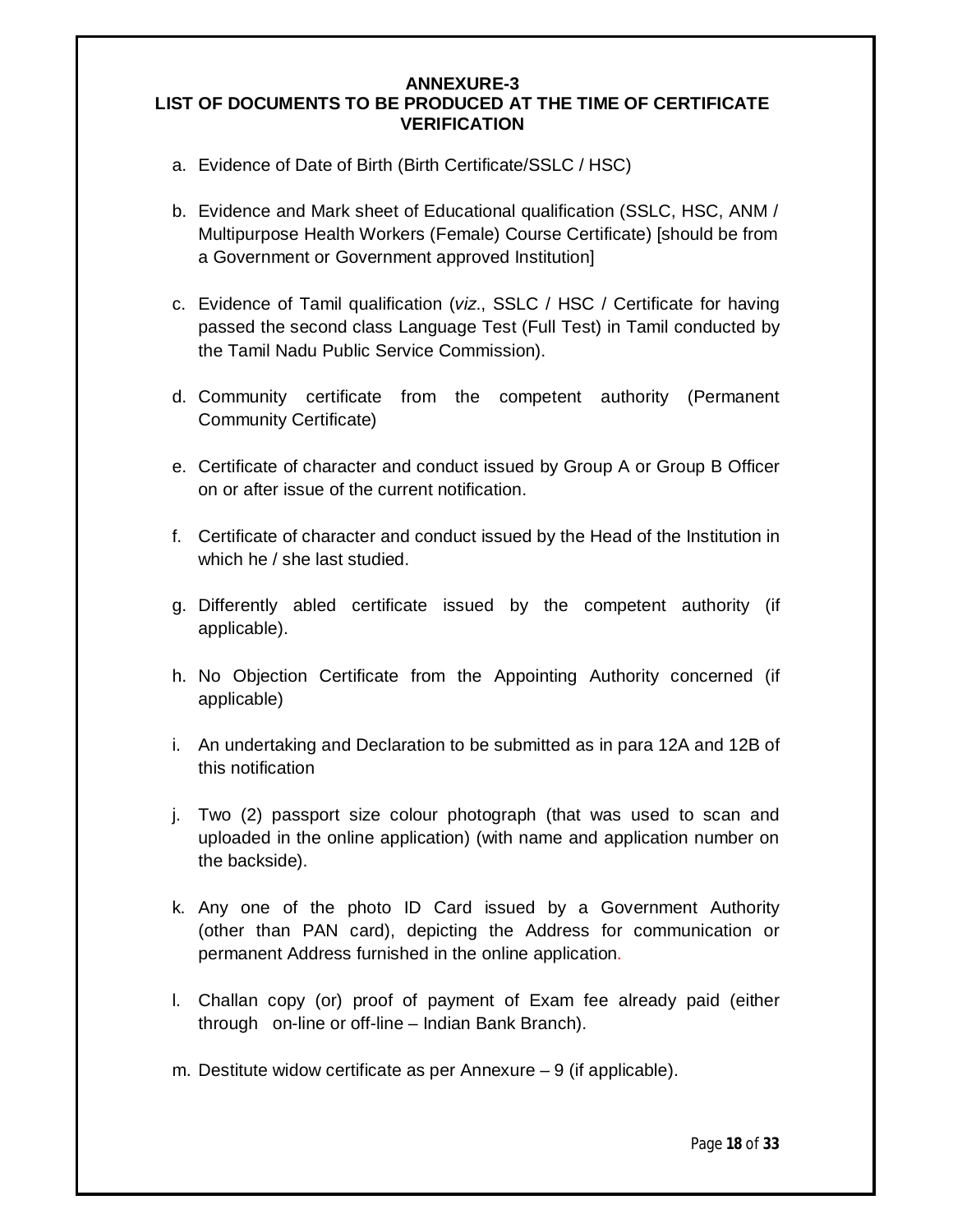## ANNEXURE-3

## LIST OF DOCUMENTS TO BE PRODUCED AT THE TIME OF CERTIFICATE VERIFICATION

a. Evidence of Date of Birth (Birth Certificate/SSLC / HSC)

b. Evidence and Mark sheet of Educational qualification (SSLC, HSC, ANM / Multipurpose Health Workers (Female) Course Certificate) [should be from a Government or Government approved Institution]

c. Evidence of Tamil qualification (*viz*., SSLC / HSC / Certificate for having passed the second class Language Test (Full Test) in Tamil conducted by the Tamil Nadu Public Service Commission).

d. Community certificate from the competent authority (Permanent Community Certificate)

e. Certificate of character and conduct issued by Group A or Group B Officer on or after issue of the current notification.

f. Certificate of character and conduct issued by the Head of the Institution in which he / she last studied.

g. Differently abled certificate issued by the competent authority (if applicable).

h. No Objection Certificate from the Appointing Authority concerned (if applicable)

i. An undertaking and Declaration to be submitted as in para 12A and 12B of this notification

j. Two (2) passport size colour photograph (that was used to scan and uploaded in the online application) (with name and application number on the backside).

k. Any one of the photo ID Card issued by a Government Authority (other than PAN card), depicting the Address for communication or permanent Address furnished in the online application.

l. Challan copy (or) proof of payment of Exam fee already paid (either through on-line or off-line – Indian Bank Branch).

m. Destitute widow certificate as per Annexure – 9 (if applicable).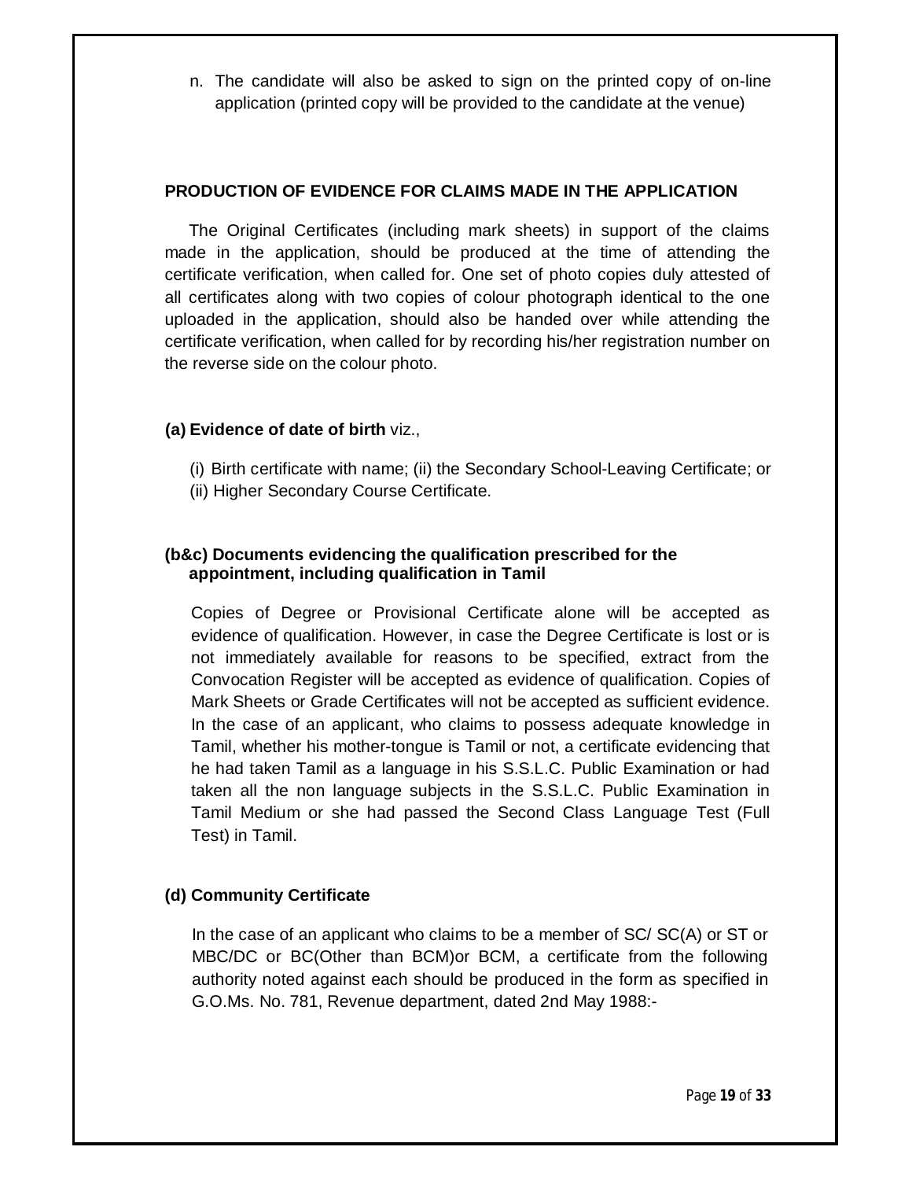n. The candidate will also be asked to sign on the printed copy of on-line application (printed copy will be provided to the candidate at the venue)

## PRODUCTION OF EVIDENCE FOR CLAIMS MADE IN THE APPLICATION

The Original Certificates (including mark sheets) in support of the claims made in the application, should be produced at the time of attending the certificate verification, when called for. One set of photo copies duly attested of all certificates along with two copies of colour photograph identical to the one uploaded in the application, should also be handed over while attending the certificate verification, when called for by recording his/her registration number on the reverse side on the colour photo.

**(a) Evidence of date of birth** viz.,

(i) Birth certificate with name; (ii) the Secondary School-Leaving Certificate; or
(ii) Higher Secondary Course Certificate.

**(b&c) Documents evidencing the qualification prescribed for the appointment, including qualification in Tamil**

Copies of Degree or Provisional Certificate alone will be accepted as evidence of qualification. However, in case the Degree Certificate is lost or is not immediately available for reasons to be specified, extract from the Convocation Register will be accepted as evidence of qualification. Copies of Mark Sheets or Grade Certificates will not be accepted as sufficient evidence. In the case of an applicant, who claims to possess adequate knowledge in Tamil, whether his mother-tongue is Tamil or not, a certificate evidencing that he had taken Tamil as a language in his S.S.L.C. Public Examination or had taken all the non language subjects in the S.S.L.C. Public Examination in Tamil Medium or she had passed the Second Class Language Test (Full Test) in Tamil.

**(d) Community Certificate**

In the case of an applicant who claims to be a member of SC/ SC(A) or ST or MBC/DC or BC(Other than BCM)or BCM, a certificate from the following authority noted against each should be produced in the form as specified in G.O.Ms. No. 781, Revenue department, dated 2nd May 1988:-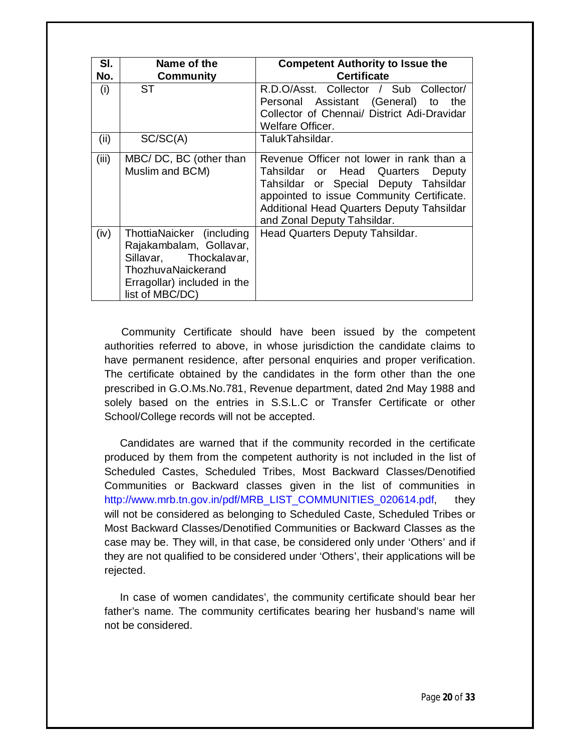| Sl. No. | Name of the Community | Competent Authority to Issue the Certificate |
|---|---|---|
| (i) | ST | R.D.O/Asst. Collector / Sub Collector/ Personal Assistant (General) to the Collector of Chennai/ District Adi-Dravidar Welfare Officer. |
| (ii) | SC/SC(A) | TalukTahsildar. |
| (iii) | MBC/ DC, BC (other than Muslim and BCM) | Revenue Officer not lower in rank than a Tahsildar or Head Quarters Deputy Tahsildar or Special Deputy Tahsildar appointed to issue Community Certificate. Additional Head Quarters Deputy Tahsildar and Zonal Deputy Tahsildar. |
| (iv) | ThottiaNaicker (including Rajakambalam, Gollavar, Sillavar, Thockalavar, ThozhuvaNaickerand Erragollar) included in the list of MBC/DC) | Head Quarters Deputy Tahsildar. |

Community Certificate should have been issued by the competent authorities referred to above, in whose jurisdiction the candidate claims to have permanent residence, after personal enquiries and proper verification. The certificate obtained by the candidates in the form other than the one prescribed in G.O.Ms.No.781, Revenue department, dated 2nd May 1988 and solely based on the entries in S.S.L.C or Transfer Certificate or other School/College records will not be accepted.

Candidates are warned that if the community recorded in the certificate produced by them from the competent authority is not included in the list of Scheduled Castes, Scheduled Tribes, Most Backward Classes/Denotified Communities or Backward classes given in the list of communities in http://www.mrb.tn.gov.in/pdf/MRB_LIST_COMMUNITIES_020614.pdf, they will not be considered as belonging to Scheduled Caste, Scheduled Tribes or Most Backward Classes/Denotified Communities or Backward Classes as the case may be. They will, in that case, be considered only under 'Others' and if they are not qualified to be considered under 'Others', their applications will be rejected.

In case of women candidates', the community certificate should bear her father's name. The community certificates bearing her husband's name will not be considered.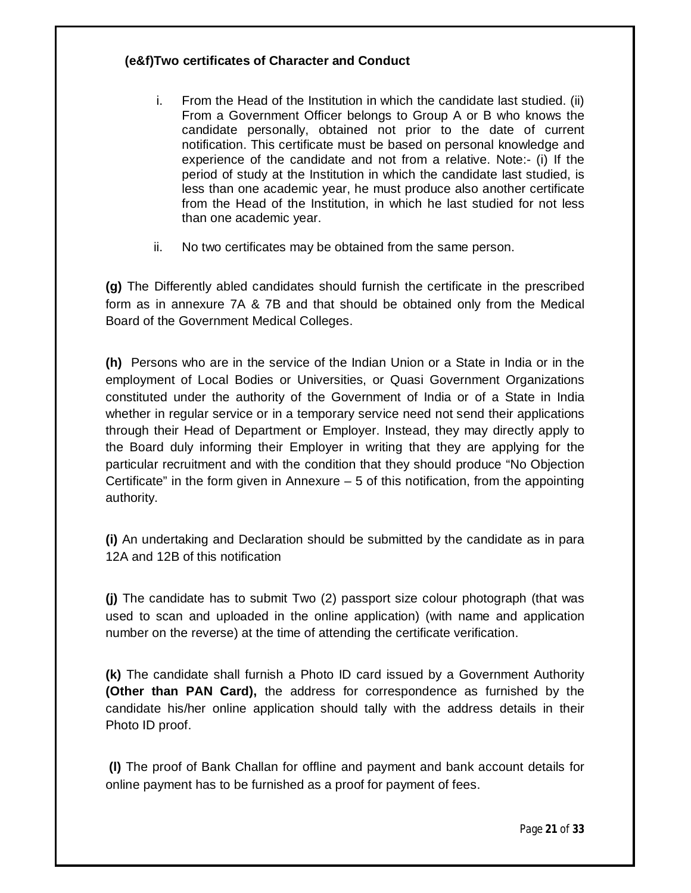**(e&f)Two certificates of Character and Conduct**

i. From the Head of the Institution in which the candidate last studied. (ii) From a Government Officer belongs to Group A or B who knows the candidate personally, obtained not prior to the date of current notification. This certificate must be based on personal knowledge and experience of the candidate and not from a relative. Note:- (i) If the period of study at the Institution in which the candidate last studied, is less than one academic year, he must produce also another certificate from the Head of the Institution, in which he last studied for not less than one academic year.

ii. No two certificates may be obtained from the same person.

**(g)** The Differently abled candidates should furnish the certificate in the prescribed form as in annexure 7A & 7B and that should be obtained only from the Medical Board of the Government Medical Colleges.

**(h)** Persons who are in the service of the Indian Union or a State in India or in the employment of Local Bodies or Universities, or Quasi Government Organizations constituted under the authority of the Government of India or of a State in India whether in regular service or in a temporary service need not send their applications through their Head of Department or Employer. Instead, they may directly apply to the Board duly informing their Employer in writing that they are applying for the particular recruitment and with the condition that they should produce "No Objection Certificate" in the form given in Annexure – 5 of this notification, from the appointing authority.

**(i)** An undertaking and Declaration should be submitted by the candidate as in para 12A and 12B of this notification

**(j)** The candidate has to submit Two (2) passport size colour photograph (that was used to scan and uploaded in the online application) (with name and application number on the reverse) at the time of attending the certificate verification.

**(k)** The candidate shall furnish a Photo ID card issued by a Government Authority **(Other than PAN Card),** the address for correspondence as furnished by the candidate his/her online application should tally with the address details in their Photo ID proof.

**(l)** The proof of Bank Challan for offline and payment and bank account details for online payment has to be furnished as a proof for payment of fees.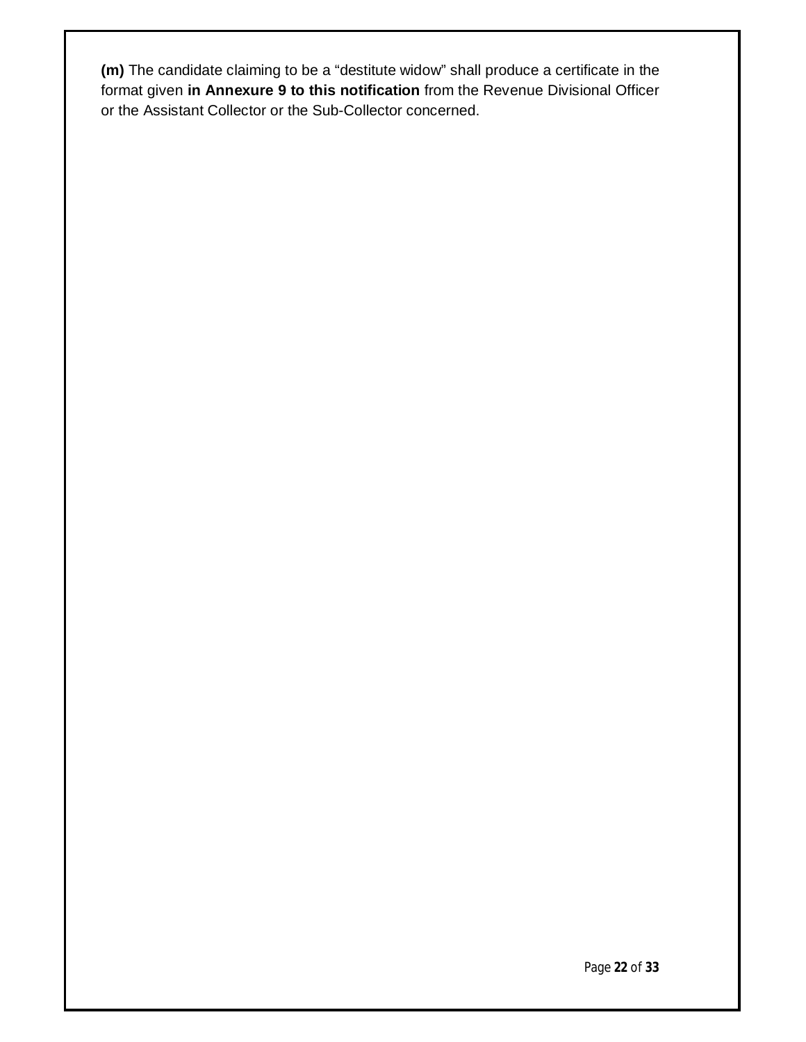**(m)** The candidate claiming to be a "destitute widow" shall produce a certificate in the format given **in Annexure 9 to this notification** from the Revenue Divisional Officer or the Assistant Collector or the Sub-Collector concerned.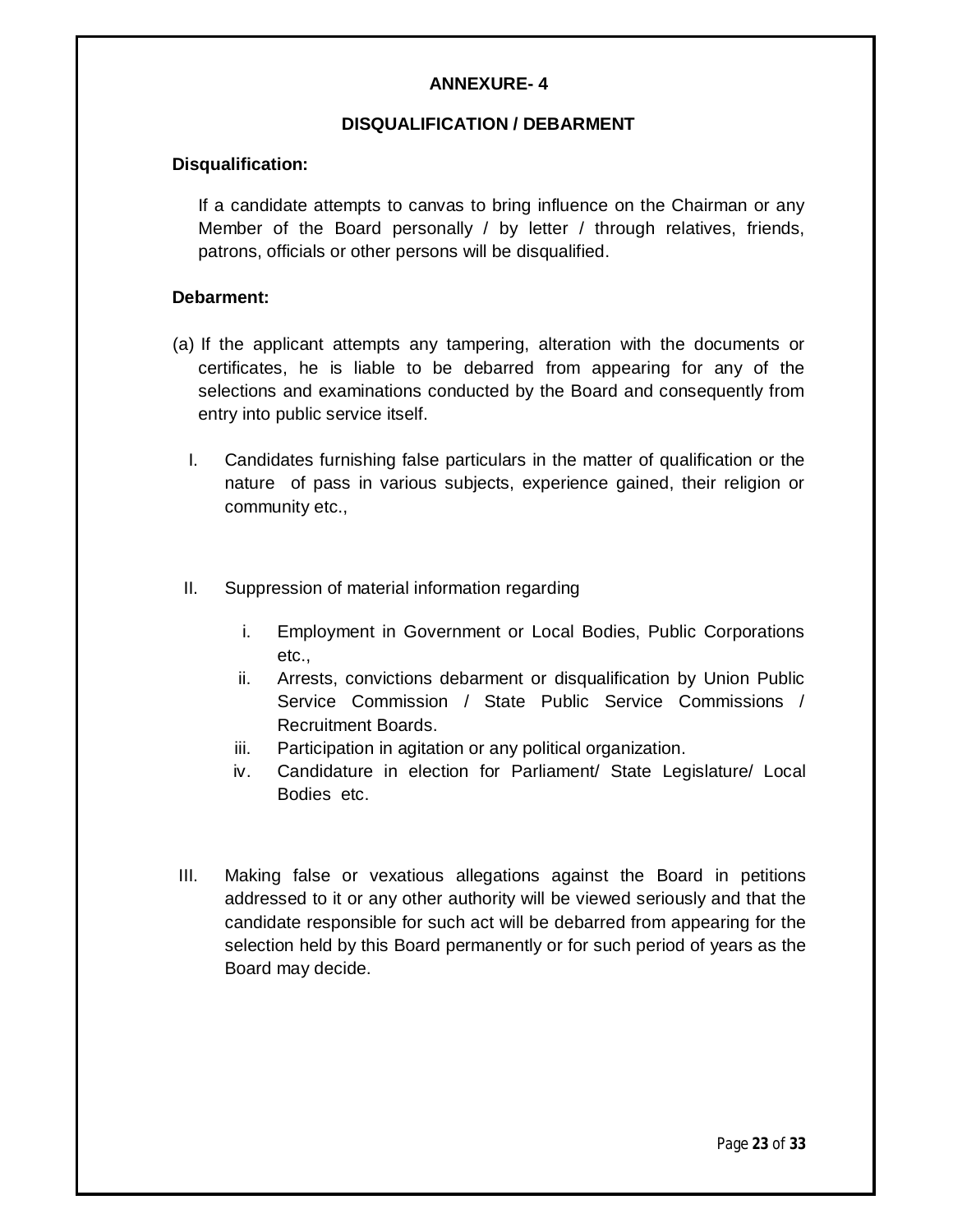## ANNEXURE- 4

### DISQUALIFICATION / DEBARMENT

**Disqualification:**

If a candidate attempts to canvas to bring influence on the Chairman or any Member of the Board personally / by letter / through relatives, friends, patrons, officials or other persons will be disqualified.

**Debarment:**

(a) If the applicant attempts any tampering, alteration with the documents or certificates, he is liable to be debarred from appearing for any of the selections and examinations conducted by the Board and consequently from entry into public service itself.

I. Candidates furnishing false particulars in the matter of qualification or the nature of pass in various subjects, experience gained, their religion or community etc.,

II. Suppression of material information regarding

   i. Employment in Government or Local Bodies, Public Corporations etc.,
   ii. Arrests, convictions debarment or disqualification by Union Public Service Commission / State Public Service Commissions / Recruitment Boards.
   iii. Participation in agitation or any political organization.
   iv. Candidature in election for Parliament/ State Legislature/ Local Bodies etc.

III. Making false or vexatious allegations against the Board in petitions addressed to it or any other authority will be viewed seriously and that the candidate responsible for such act will be debarred from appearing for the selection held by this Board permanently or for such period of years as the Board may decide.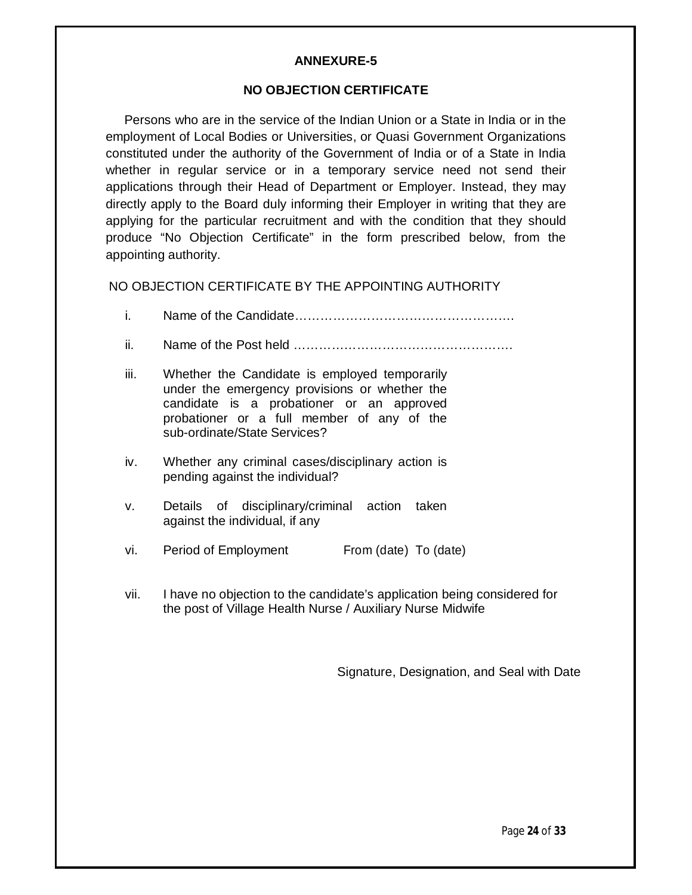## ANNEXURE-5

## NO OBJECTION CERTIFICATE

Persons who are in the service of the Indian Union or a State in India or in the employment of Local Bodies or Universities, or Quasi Government Organizations constituted under the authority of the Government of India or of a State in India whether in regular service or in a temporary service need not send their applications through their Head of Department or Employer. Instead, they may directly apply to the Board duly informing their Employer in writing that they are applying for the particular recruitment and with the condition that they should produce "No Objection Certificate" in the form prescribed below, from the appointing authority.

NO OBJECTION CERTIFICATE BY THE APPOINTING AUTHORITY

i. Name of the Candidate…………………………………………….

ii. Name of the Post held …………………………………………….

iii. Whether the Candidate is employed temporarily under the emergency provisions or whether the candidate is a probationer or an approved probationer or a full member of any of the sub-ordinate/State Services?

iv. Whether any criminal cases/disciplinary action is pending against the individual?

v. Details of disciplinary/criminal action taken against the individual, if any

vi. Period of Employment From (date) To (date)

vii. I have no objection to the candidate's application being considered for the post of Village Health Nurse / Auxiliary Nurse Midwife

Signature, Designation, and Seal with Date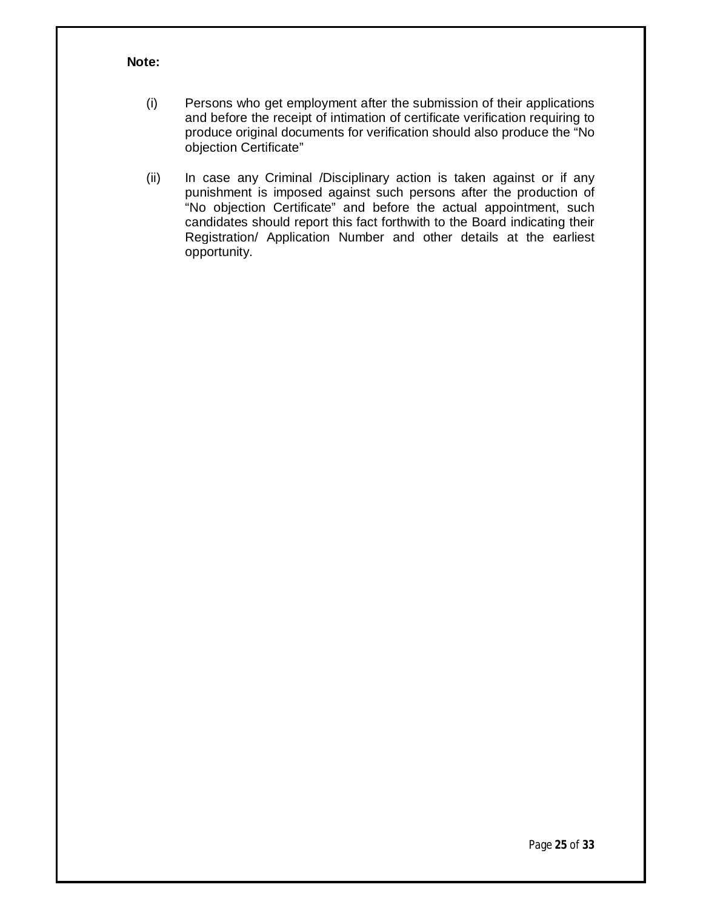**Note:**

(i) Persons who get employment after the submission of their applications and before the receipt of intimation of certificate verification requiring to produce original documents for verification should also produce the "No objection Certificate"

(ii) In case any Criminal /Disciplinary action is taken against or if any punishment is imposed against such persons after the production of "No objection Certificate" and before the actual appointment, such candidates should report this fact forthwith to the Board indicating their Registration/ Application Number and other details at the earliest opportunity.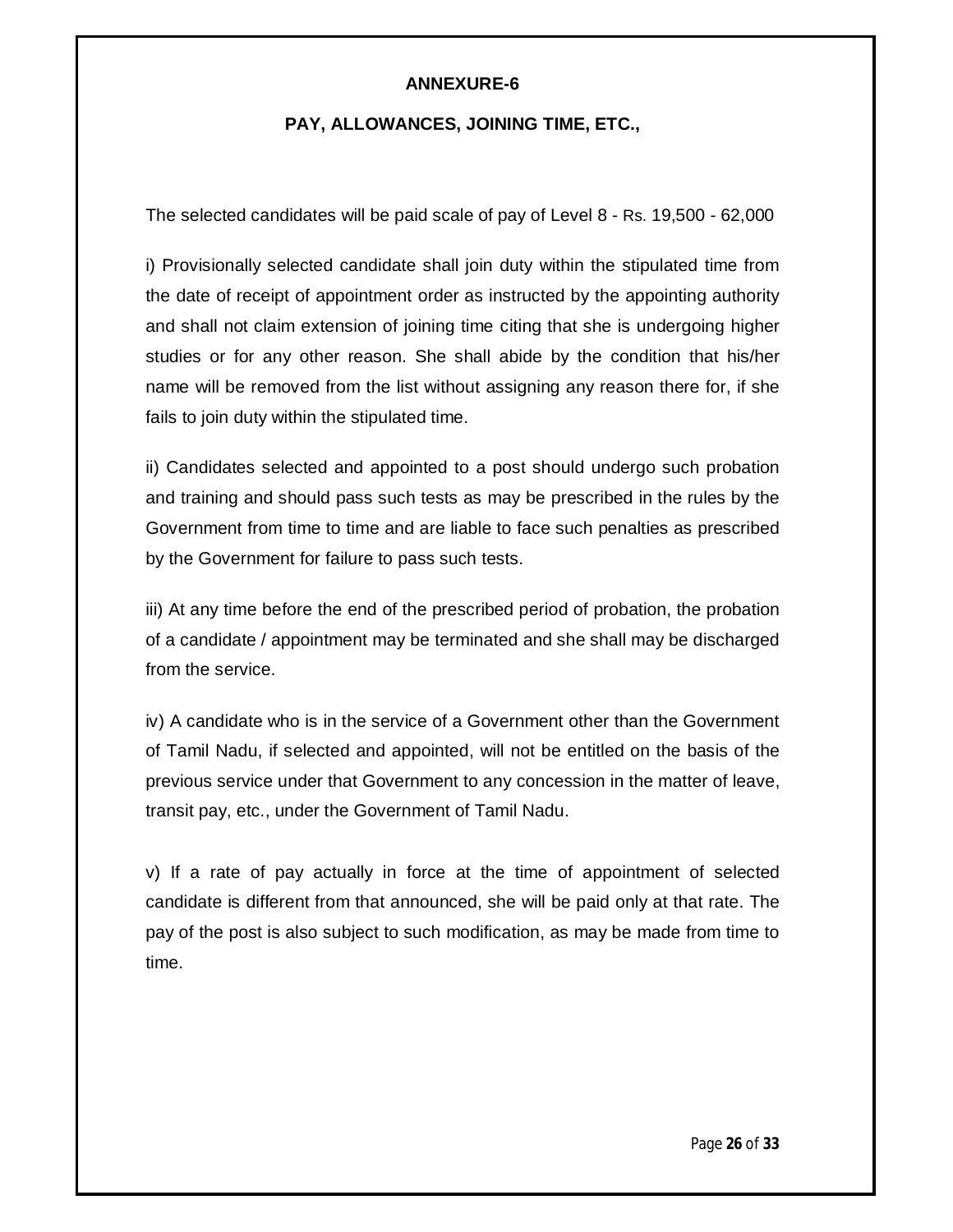## ANNEXURE-6

## PAY, ALLOWANCES, JOINING TIME, ETC.,

The selected candidates will be paid scale of pay of Level 8 - Rs. 19,500 - 62,000

i) Provisionally selected candidate shall join duty within the stipulated time from the date of receipt of appointment order as instructed by the appointing authority and shall not claim extension of joining time citing that she is undergoing higher studies or for any other reason. She shall abide by the condition that his/her name will be removed from the list without assigning any reason there for, if she fails to join duty within the stipulated time.

ii) Candidates selected and appointed to a post should undergo such probation and training and should pass such tests as may be prescribed in the rules by the Government from time to time and are liable to face such penalties as prescribed by the Government for failure to pass such tests.

iii) At any time before the end of the prescribed period of probation, the probation of a candidate / appointment may be terminated and she shall may be discharged from the service.

iv) A candidate who is in the service of a Government other than the Government of Tamil Nadu, if selected and appointed, will not be entitled on the basis of the previous service under that Government to any concession in the matter of leave, transit pay, etc., under the Government of Tamil Nadu.

v) If a rate of pay actually in force at the time of appointment of selected candidate is different from that announced, she will be paid only at that rate. The pay of the post is also subject to such modification, as may be made from time to time.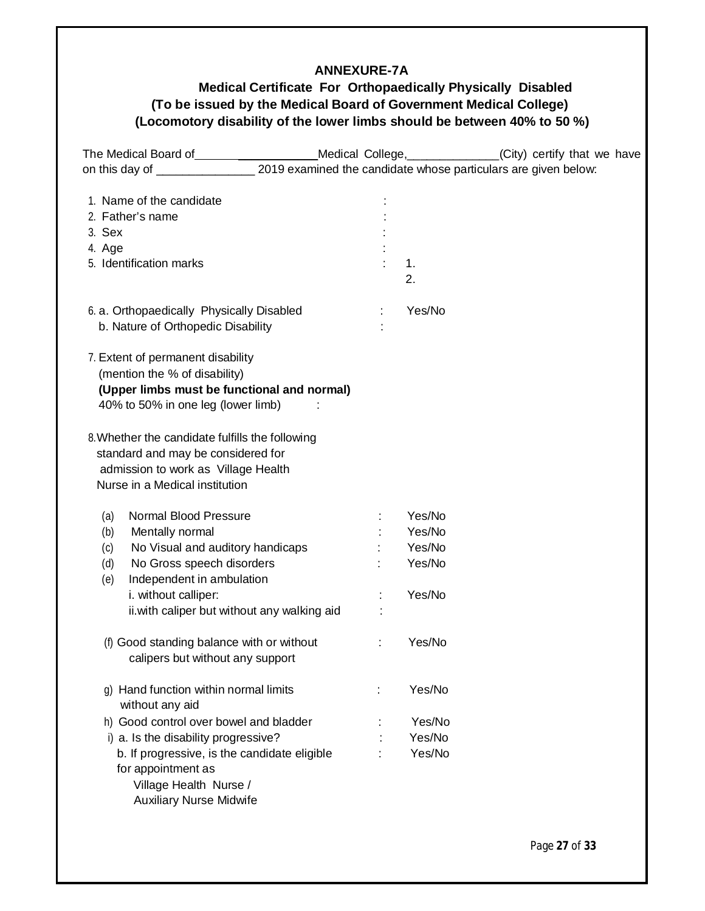# ANNEXURE-7A

## Medical Certificate For Orthopaedically Physically Disabled

**(To be issued by the Medical Board of Government Medical College)**

**(Locomotory disability of the lower limbs should be between 40% to 50 %)**

The Medical Board of_________________Medical College,______________(City) certify that we have on this day of _______________ 2019 examined the candidate whose particulars are given below:

1. Name of the candidate :
2. Father's name :
3. Sex :
4. Age :
5. Identification marks : 1.
   2.

6. a. Orthopaedically Physically Disabled : Yes/No
   b. Nature of Orthopedic Disability :

7. Extent of permanent disability
   (mention the % of disability)
   **(Upper limbs must be functional and normal)**
   40% to 50% in one leg (lower limb) :

8. Whether the candidate fulfills the following standard and may be considered for admission to work as Village Health Nurse in a Medical institution

   (a) Normal Blood Pressure : Yes/No
   (b) Mentally normal : Yes/No
   (c) No Visual and auditory handicaps : Yes/No
   (d) No Gross speech disorders : Yes/No
   (e) Independent in ambulation
       i. without calliper: : Yes/No
       ii. with caliper but without any walking aid :

   (f) Good standing balance with or without calipers but without any support : Yes/No

   g) Hand function within normal limits without any aid : Yes/No
   h) Good control over bowel and bladder : Yes/No
   i) a. Is the disability progressive? : Yes/No
      b. If progressive, is the candidate eligible for appointment as Village Health Nurse / Auxiliary Nurse Midwife : Yes/No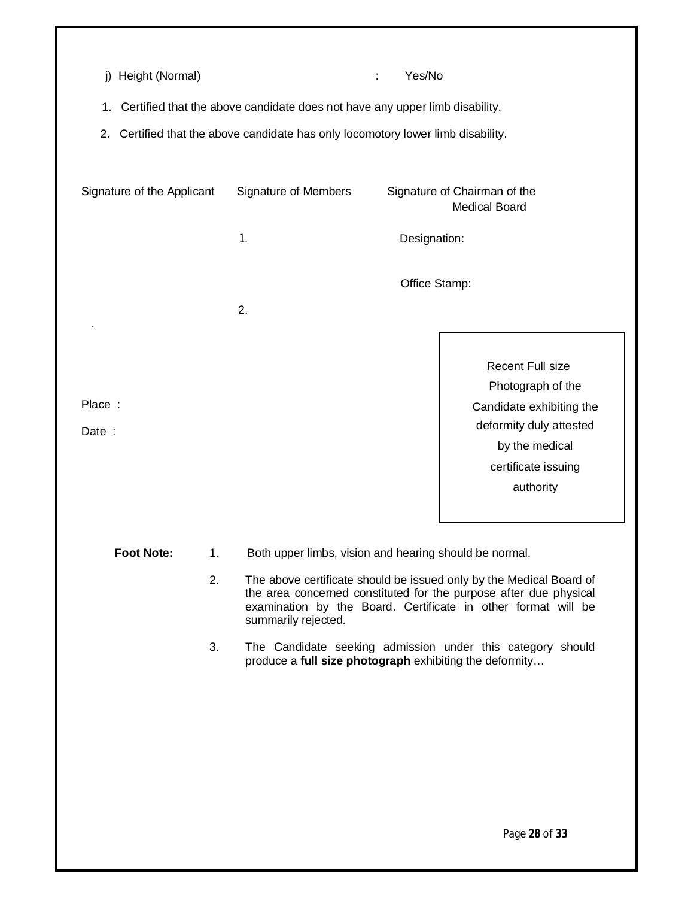j) Height (Normal) : Yes/No

1. Certified that the above candidate does not have any upper limb disability.
2. Certified that the above candidate has only locomotory lower limb disability.

| Signature of the Applicant | Signature of Members | Signature of Chairman of the Medical Board |
|---|---|---|
| | 1. | Designation: |
| | | Office Stamp: |
| | 2. | |

Place :

Date :

Recent Full size Photograph of the Candidate exhibiting the deformity duly attested by the medical certificate issuing authority

**Foot Note:**

1. Both upper limbs, vision and hearing should be normal.
2. The above certificate should be issued only by the Medical Board of the area concerned constituted for the purpose after due physical examination by the Board. Certificate in other format will be summarily rejected.
3. The Candidate seeking admission under this category should produce a **full size photograph** exhibiting the deformity…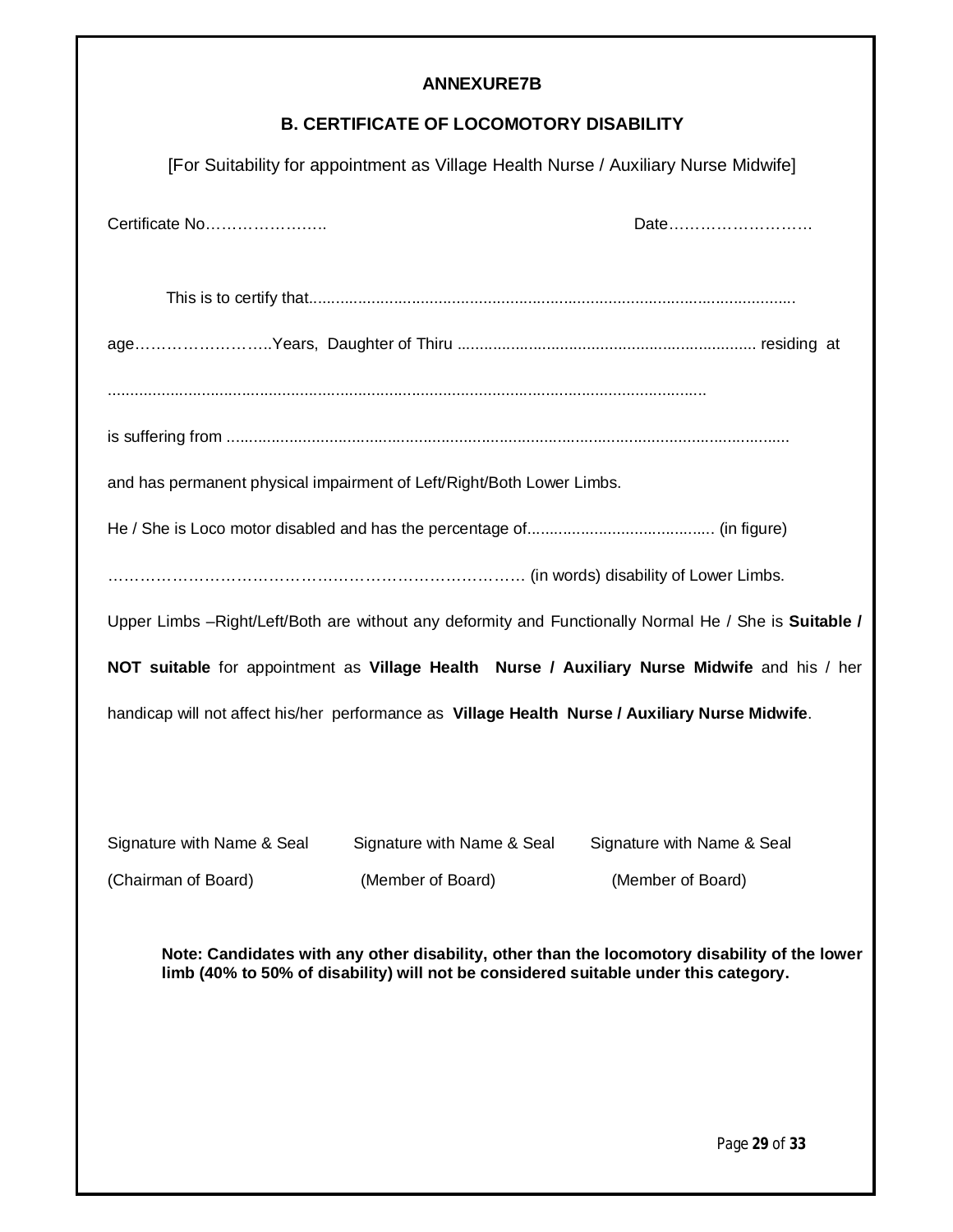**ANNEXURE7B**

**B. CERTIFICATE OF LOCOMOTORY DISABILITY**

[For Suitability for appointment as Village Health Nurse / Auxiliary Nurse Midwife]

Certificate No………………….. Date……………………….

This is to certify that...........................................................................................................

age……………………..Years, Daughter of Thiru .................................................................. residing at

.......................................................................................................................................

is suffering from ...............................................................................................................

and has permanent physical impairment of Left/Right/Both Lower Limbs.

He / She is Loco motor disabled and has the percentage of.......................................... (in figure)

…………………………………………………………………… (in words) disability of Lower Limbs.

Upper Limbs –Right/Left/Both are without any deformity and Functionally Normal He / She is **Suitable / NOT suitable** for appointment as **Village Health Nurse / Auxiliary Nurse Midwife** and his / her handicap will not affect his/her performance as **Village Health Nurse / Auxiliary Nurse Midwife**.

| Signature with Name & Seal | Signature with Name & Seal | Signature with Name & Seal |
|---|---|---|
| (Chairman of Board) | (Member of Board) | (Member of Board) |

**Note: Candidates with any other disability, other than the locomotory disability of the lower limb (40% to 50% of disability) will not be considered suitable under this category.**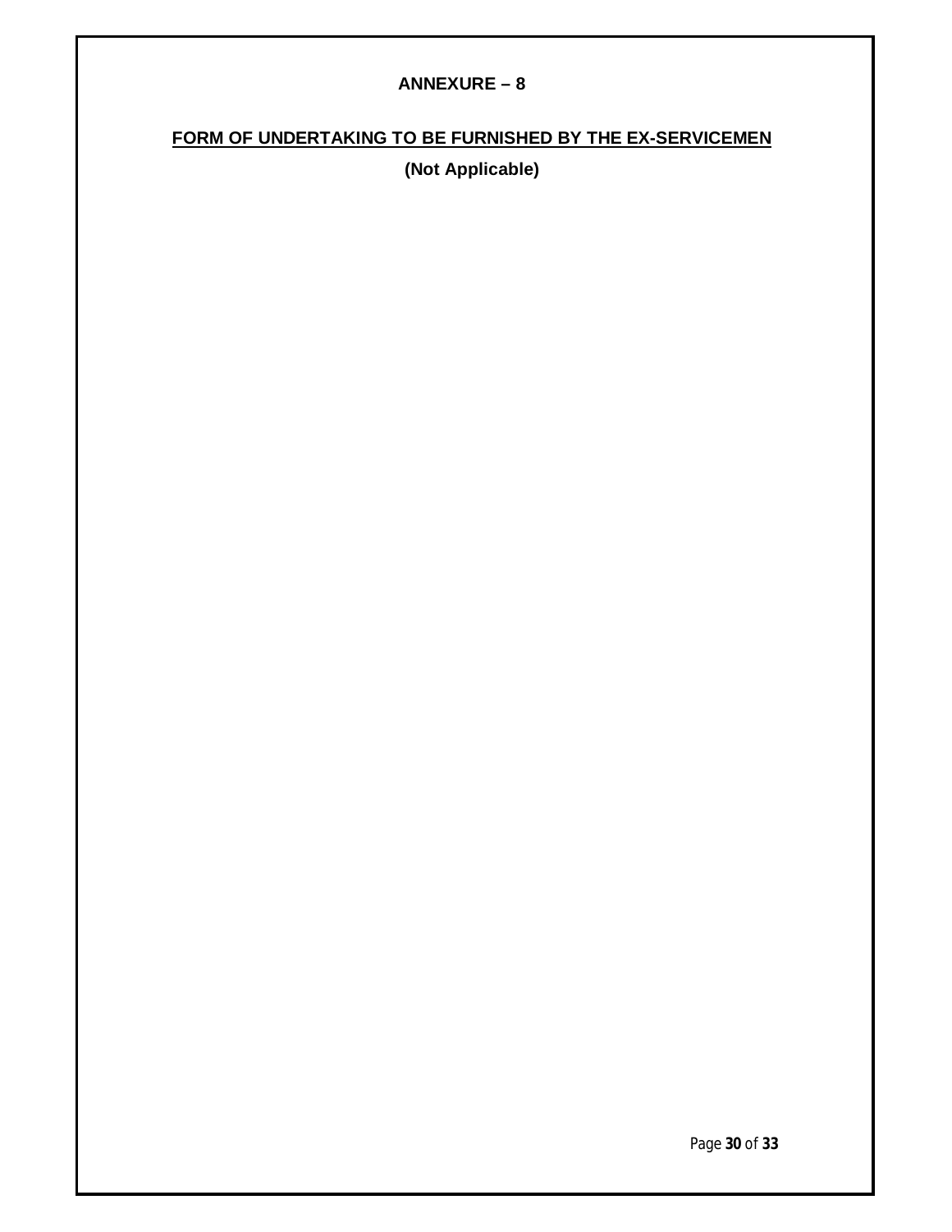## ANNEXURE – 8

## FORM OF UNDERTAKING TO BE FURNISHED BY THE EX-SERVICEMEN

**(Not Applicable)**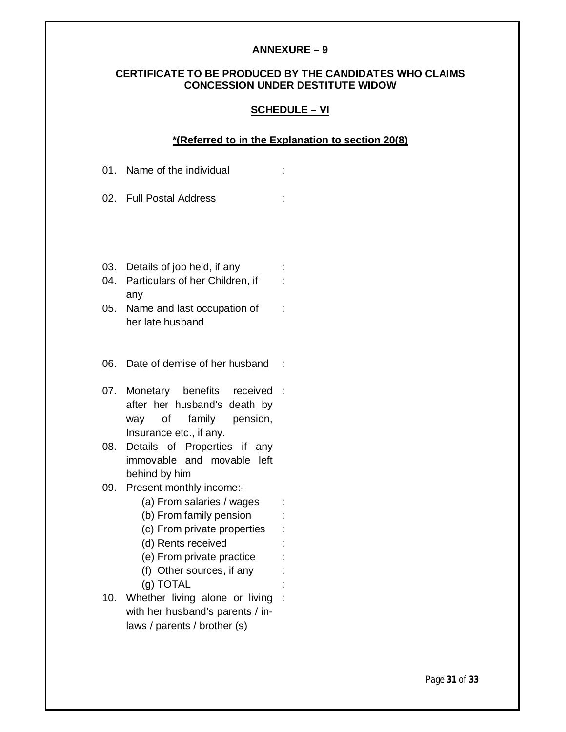**ANNEXURE – 9**

**CERTIFICATE TO BE PRODUCED BY THE CANDIDATES WHO CLAIMS CONCESSION UNDER DESTITUTE WIDOW**

**SCHEDULE – VI**

**\*(Referred to in the Explanation to section 20(8)**

01. Name of the individual :

02. Full Postal Address :

03. Details of job held, if any :
04. Particulars of her Children, if any :
05. Name and last occupation of her late husband :

06. Date of demise of her husband :

07. Monetary benefits received after her husband's death by way of family pension, Insurance etc., if any. :
08. Details of Properties if any immovable and movable left behind by him
09. Present monthly income:-
    - (a) From salaries / wages :
    - (b) From family pension :
    - (c) From private properties :
    - (d) Rents received :
    - (e) From private practice :
    - (f) Other sources, if any :
    - (g) TOTAL :
10. Whether living alone or living with her husband's parents / in-laws / parents / brother (s) :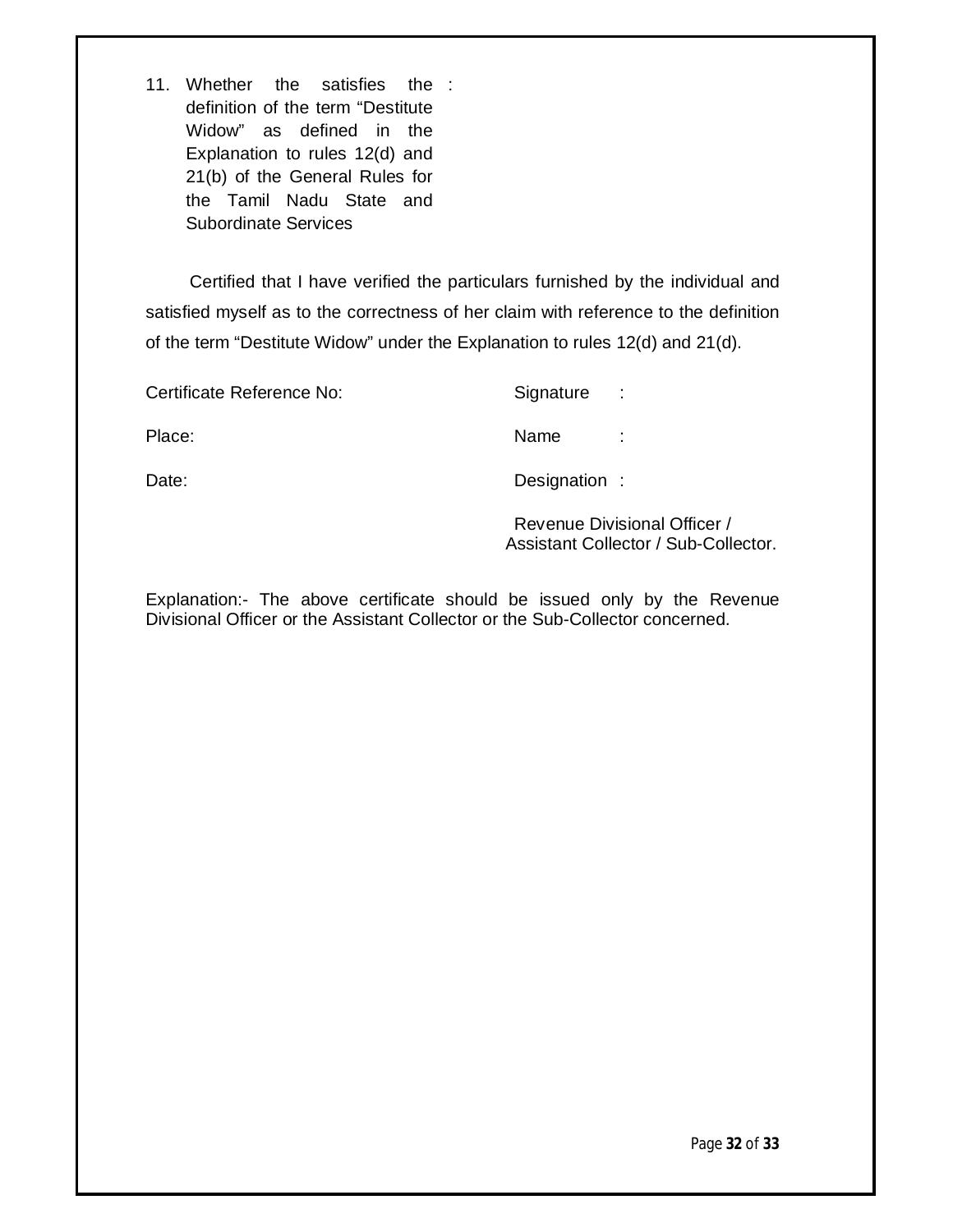11. Whether the satisfies the definition of the term "Destitute Widow" as defined in the Explanation to rules 12(d) and 21(b) of the General Rules for the Tamil Nadu State and Subordinate Services :

Certified that I have verified the particulars furnished by the individual and satisfied myself as to the correctness of her claim with reference to the definition of the term "Destitute Widow" under the Explanation to rules 12(d) and 21(d).

| | |
|---|---|
| Certificate Reference No: | Signature : |
| Place: | Name : |
| Date: | Designation : |
| | Revenue Divisional Officer / Assistant Collector / Sub-Collector. |

Explanation:- The above certificate should be issued only by the Revenue Divisional Officer or the Assistant Collector or the Sub-Collector concerned.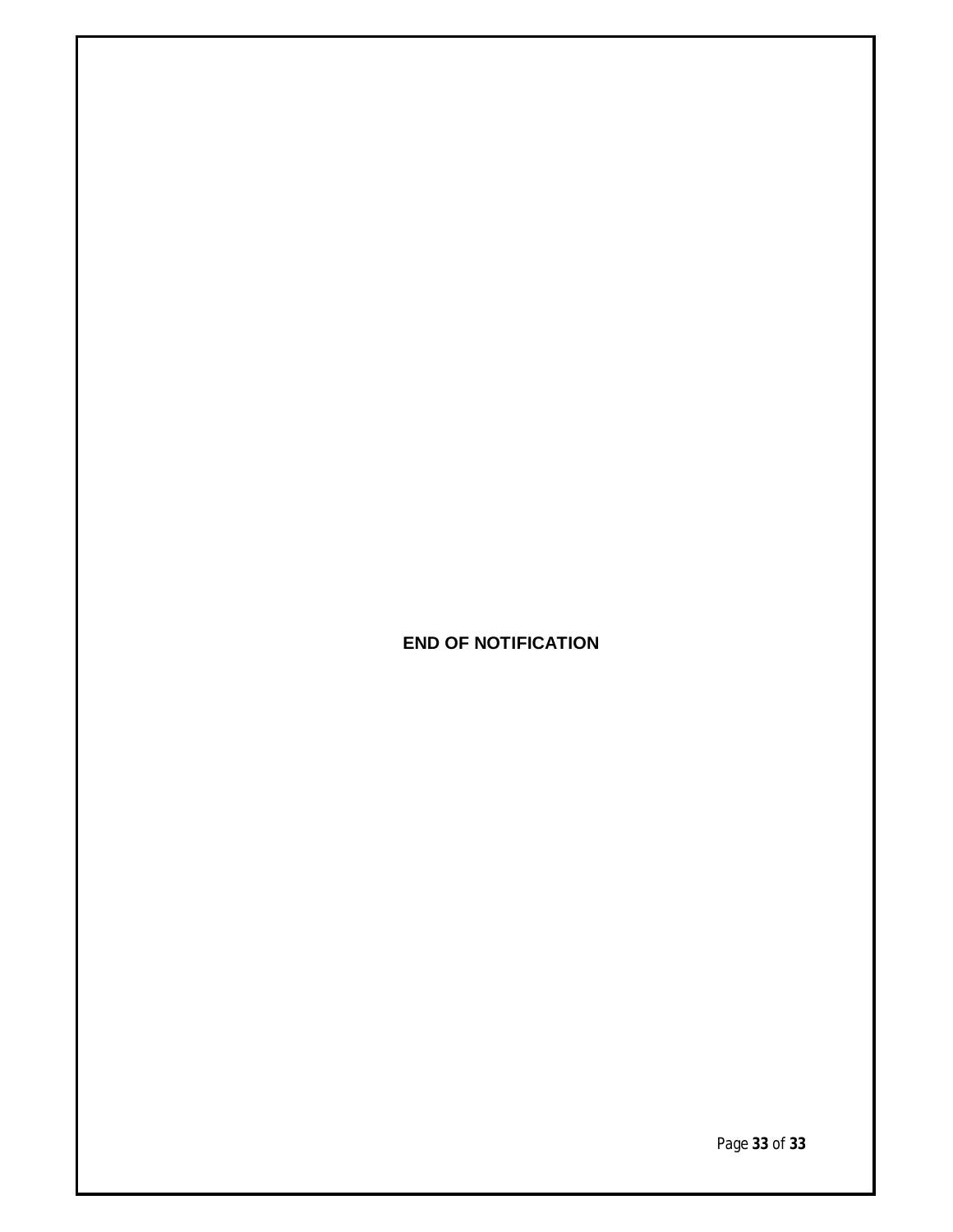**END OF NOTIFICATION**